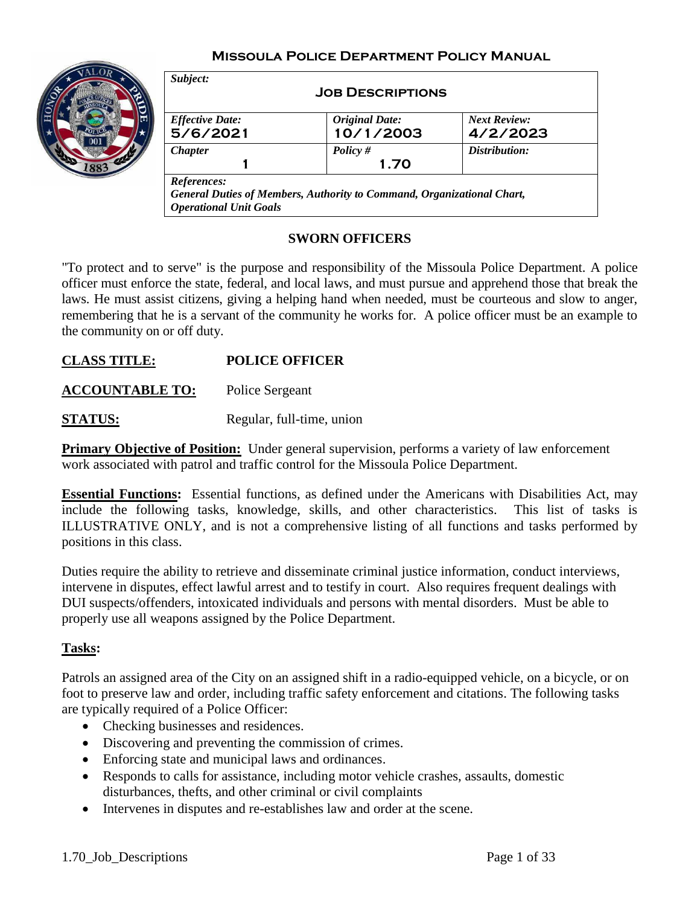# MISSOULA POLICE DEPARTMENT POLICY MANUAL

| *Subject:* **JOB DESCRIPTIONS** | | |
|---|---|---|
| *Effective Date:* 5/6/2021 | *Original Date:* 10/1/2003 | *Next Review:* 4/2/2023 |
| *Chapter* 1 | *Policy #* 1.70 | *Distribution:* |
| *References:* ***General Duties of Members, Authority to Command, Organizational Chart, Operational Unit Goals*** | | |

## SWORN OFFICERS

"To protect and to serve" is the purpose and responsibility of the Missoula Police Department. A police officer must enforce the state, federal, and local laws, and must pursue and apprehend those that break the laws. He must assist citizens, giving a helping hand when needed, must be courteous and slow to anger, remembering that he is a servant of the community he works for. A police officer must be an example to the community on or off duty.

**CLASS TITLE:** **POLICE OFFICER**

**ACCOUNTABLE TO:** Police Sergeant

**STATUS:** Regular, full-time, union

**Primary Objective of Position:** Under general supervision, performs a variety of law enforcement work associated with patrol and traffic control for the Missoula Police Department.

**Essential Functions:** Essential functions, as defined under the Americans with Disabilities Act, may include the following tasks, knowledge, skills, and other characteristics. This list of tasks is ILLUSTRATIVE ONLY, and is not a comprehensive listing of all functions and tasks performed by positions in this class.

Duties require the ability to retrieve and disseminate criminal justice information, conduct interviews, intervene in disputes, effect lawful arrest and to testify in court. Also requires frequent dealings with DUI suspects/offenders, intoxicated individuals and persons with mental disorders. Must be able to properly use all weapons assigned by the Police Department.

**Tasks:**

Patrols an assigned area of the City on an assigned shift in a radio-equipped vehicle, on a bicycle, or on foot to preserve law and order, including traffic safety enforcement and citations. The following tasks are typically required of a Police Officer:

- Checking businesses and residences.
- Discovering and preventing the commission of crimes.
- Enforcing state and municipal laws and ordinances.
- Responds to calls for assistance, including motor vehicle crashes, assaults, domestic disturbances, thefts, and other criminal or civil complaints
- Intervenes in disputes and re-establishes law and order at the scene.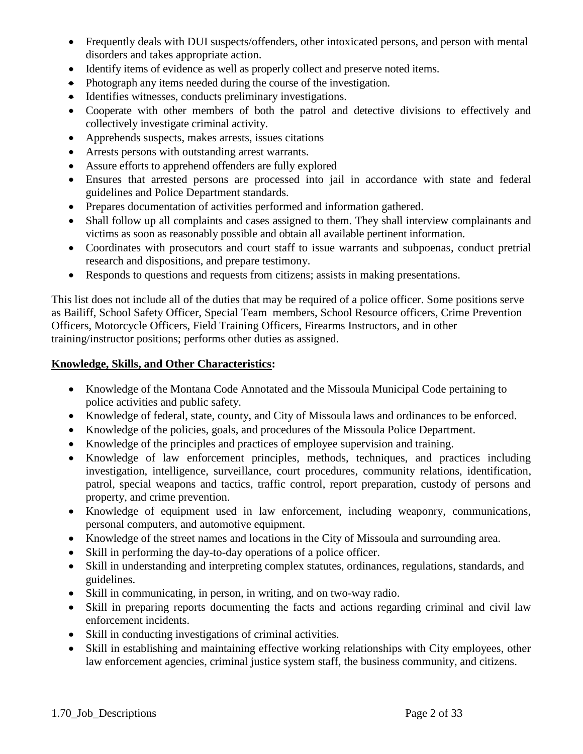- Frequently deals with DUI suspects/offenders, other intoxicated persons, and person with mental disorders and takes appropriate action.
- Identify items of evidence as well as properly collect and preserve noted items.
- Photograph any items needed during the course of the investigation.
- Identifies witnesses, conducts preliminary investigations.
- Cooperate with other members of both the patrol and detective divisions to effectively and collectively investigate criminal activity.
- Apprehends suspects, makes arrests, issues citations
- Arrests persons with outstanding arrest warrants.
- Assure efforts to apprehend offenders are fully explored
- Ensures that arrested persons are processed into jail in accordance with state and federal guidelines and Police Department standards.
- Prepares documentation of activities performed and information gathered.
- Shall follow up all complaints and cases assigned to them. They shall interview complainants and victims as soon as reasonably possible and obtain all available pertinent information.
- Coordinates with prosecutors and court staff to issue warrants and subpoenas, conduct pretrial research and dispositions, and prepare testimony.
- Responds to questions and requests from citizens; assists in making presentations.

This list does not include all of the duties that may be required of a police officer. Some positions serve as Bailiff, School Safety Officer, Special Team members, School Resource officers, Crime Prevention Officers, Motorcycle Officers, Field Training Officers, Firearms Instructors, and in other training/instructor positions; performs other duties as assigned.

**Knowledge, Skills, and Other Characteristics:**

- Knowledge of the Montana Code Annotated and the Missoula Municipal Code pertaining to police activities and public safety.
- Knowledge of federal, state, county, and City of Missoula laws and ordinances to be enforced.
- Knowledge of the policies, goals, and procedures of the Missoula Police Department.
- Knowledge of the principles and practices of employee supervision and training.
- Knowledge of law enforcement principles, methods, techniques, and practices including investigation, intelligence, surveillance, court procedures, community relations, identification, patrol, special weapons and tactics, traffic control, report preparation, custody of persons and property, and crime prevention.
- Knowledge of equipment used in law enforcement, including weaponry, communications, personal computers, and automotive equipment.
- Knowledge of the street names and locations in the City of Missoula and surrounding area.
- Skill in performing the day-to-day operations of a police officer.
- Skill in understanding and interpreting complex statutes, ordinances, regulations, standards, and guidelines.
- Skill in communicating, in person, in writing, and on two-way radio.
- Skill in preparing reports documenting the facts and actions regarding criminal and civil law enforcement incidents.
- Skill in conducting investigations of criminal activities.
- Skill in establishing and maintaining effective working relationships with City employees, other law enforcement agencies, criminal justice system staff, the business community, and citizens.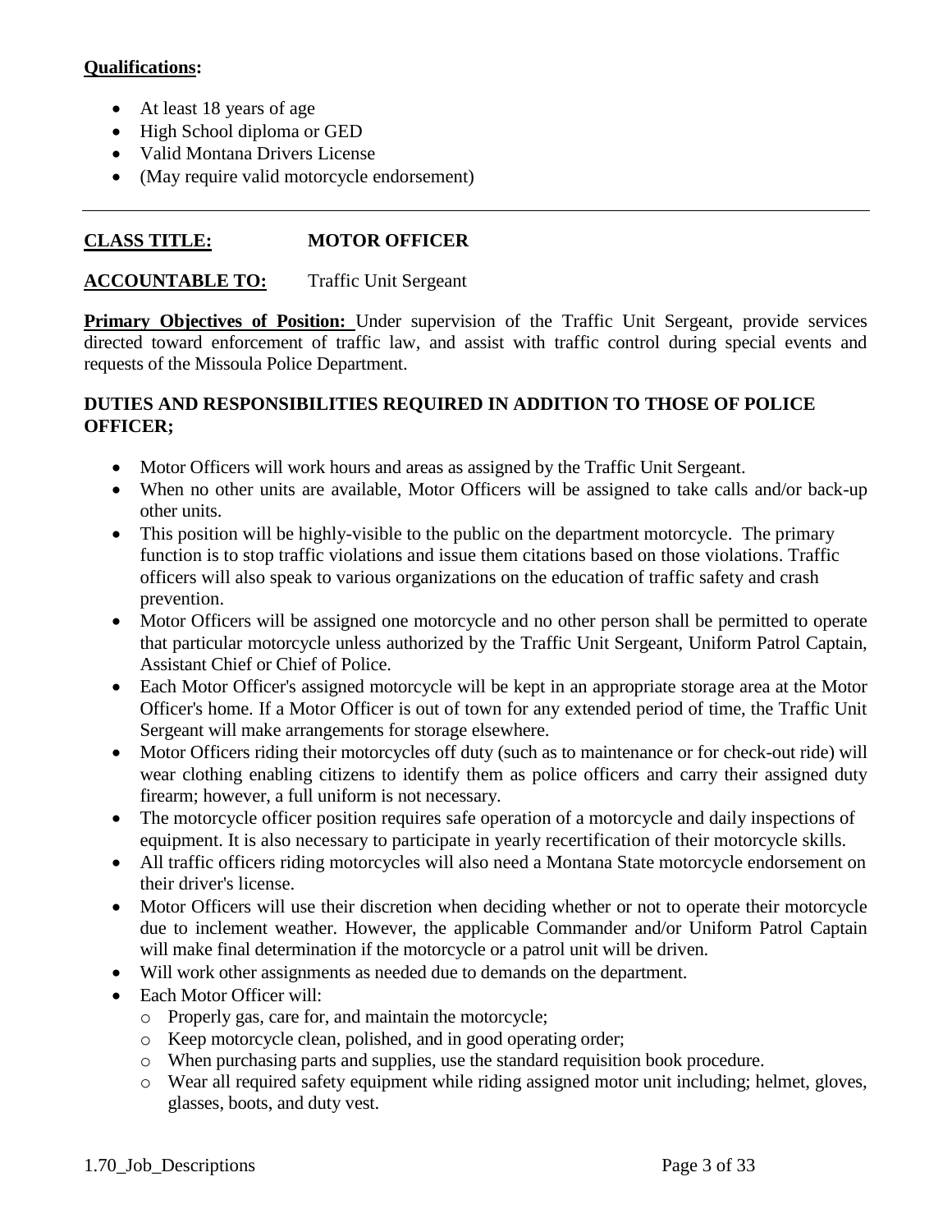**Qualifications:**

- At least 18 years of age
- High School diploma or GED
- Valid Montana Drivers License
- (May require valid motorcycle endorsement)

---

**CLASS TITLE:** **MOTOR OFFICER**

**ACCOUNTABLE TO:** Traffic Unit Sergeant

**Primary Objectives of Position:** Under supervision of the Traffic Unit Sergeant, provide services directed toward enforcement of traffic law, and assist with traffic control during special events and requests of the Missoula Police Department.

**DUTIES AND RESPONSIBILITIES REQUIRED IN ADDITION TO THOSE OF POLICE OFFICER;**

- Motor Officers will work hours and areas as assigned by the Traffic Unit Sergeant.
- When no other units are available, Motor Officers will be assigned to take calls and/or back-up other units.
- This position will be highly-visible to the public on the department motorcycle. The primary function is to stop traffic violations and issue them citations based on those violations. Traffic officers will also speak to various organizations on the education of traffic safety and crash prevention.
- Motor Officers will be assigned one motorcycle and no other person shall be permitted to operate that particular motorcycle unless authorized by the Traffic Unit Sergeant, Uniform Patrol Captain, Assistant Chief or Chief of Police.
- Each Motor Officer's assigned motorcycle will be kept in an appropriate storage area at the Motor Officer's home. If a Motor Officer is out of town for any extended period of time, the Traffic Unit Sergeant will make arrangements for storage elsewhere.
- Motor Officers riding their motorcycles off duty (such as to maintenance or for check-out ride) will wear clothing enabling citizens to identify them as police officers and carry their assigned duty firearm; however, a full uniform is not necessary.
- The motorcycle officer position requires safe operation of a motorcycle and daily inspections of equipment. It is also necessary to participate in yearly recertification of their motorcycle skills.
- All traffic officers riding motorcycles will also need a Montana State motorcycle endorsement on their driver's license.
- Motor Officers will use their discretion when deciding whether or not to operate their motorcycle due to inclement weather. However, the applicable Commander and/or Uniform Patrol Captain will make final determination if the motorcycle or a patrol unit will be driven.
- Will work other assignments as needed due to demands on the department.
- Each Motor Officer will:
  - Properly gas, care for, and maintain the motorcycle;
  - Keep motorcycle clean, polished, and in good operating order;
  - When purchasing parts and supplies, use the standard requisition book procedure.
  - Wear all required safety equipment while riding assigned motor unit including; helmet, gloves, glasses, boots, and duty vest.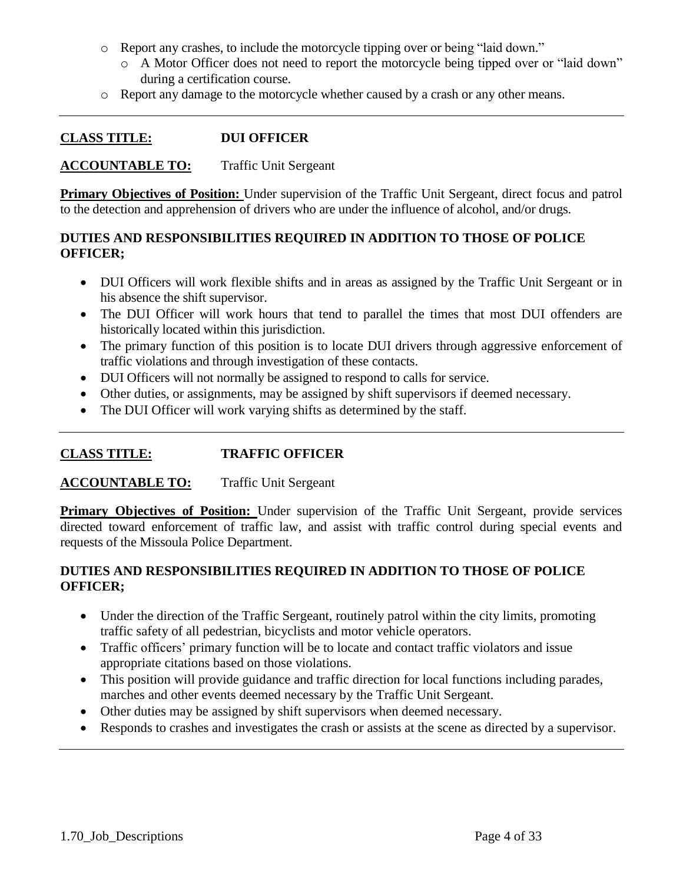- Report any crashes, to include the motorcycle tipping over or being "laid down."
  - A Motor Officer does not need to report the motorcycle being tipped over or "laid down" during a certification course.
- Report any damage to the motorcycle whether caused by a crash or any other means.

---

**CLASS TITLE:** **DUI OFFICER**

**ACCOUNTABLE TO:** Traffic Unit Sergeant

**Primary Objectives of Position:** Under supervision of the Traffic Unit Sergeant, direct focus and patrol to the detection and apprehension of drivers who are under the influence of alcohol, and/or drugs.

**DUTIES AND RESPONSIBILITIES REQUIRED IN ADDITION TO THOSE OF POLICE OFFICER;**

- DUI Officers will work flexible shifts and in areas as assigned by the Traffic Unit Sergeant or in his absence the shift supervisor.
- The DUI Officer will work hours that tend to parallel the times that most DUI offenders are historically located within this jurisdiction.
- The primary function of this position is to locate DUI drivers through aggressive enforcement of traffic violations and through investigation of these contacts.
- DUI Officers will not normally be assigned to respond to calls for service.
- Other duties, or assignments, may be assigned by shift supervisors if deemed necessary.
- The DUI Officer will work varying shifts as determined by the staff.

---

**CLASS TITLE:** **TRAFFIC OFFICER**

**ACCOUNTABLE TO:** Traffic Unit Sergeant

**Primary Objectives of Position:** Under supervision of the Traffic Unit Sergeant, provide services directed toward enforcement of traffic law, and assist with traffic control during special events and requests of the Missoula Police Department.

**DUTIES AND RESPONSIBILITIES REQUIRED IN ADDITION TO THOSE OF POLICE OFFICER;**

- Under the direction of the Traffic Sergeant, routinely patrol within the city limits, promoting traffic safety of all pedestrian, bicyclists and motor vehicle operators.
- Traffic officers' primary function will be to locate and contact traffic violators and issue appropriate citations based on those violations.
- This position will provide guidance and traffic direction for local functions including parades, marches and other events deemed necessary by the Traffic Unit Sergeant.
- Other duties may be assigned by shift supervisors when deemed necessary.
- Responds to crashes and investigates the crash or assists at the scene as directed by a supervisor.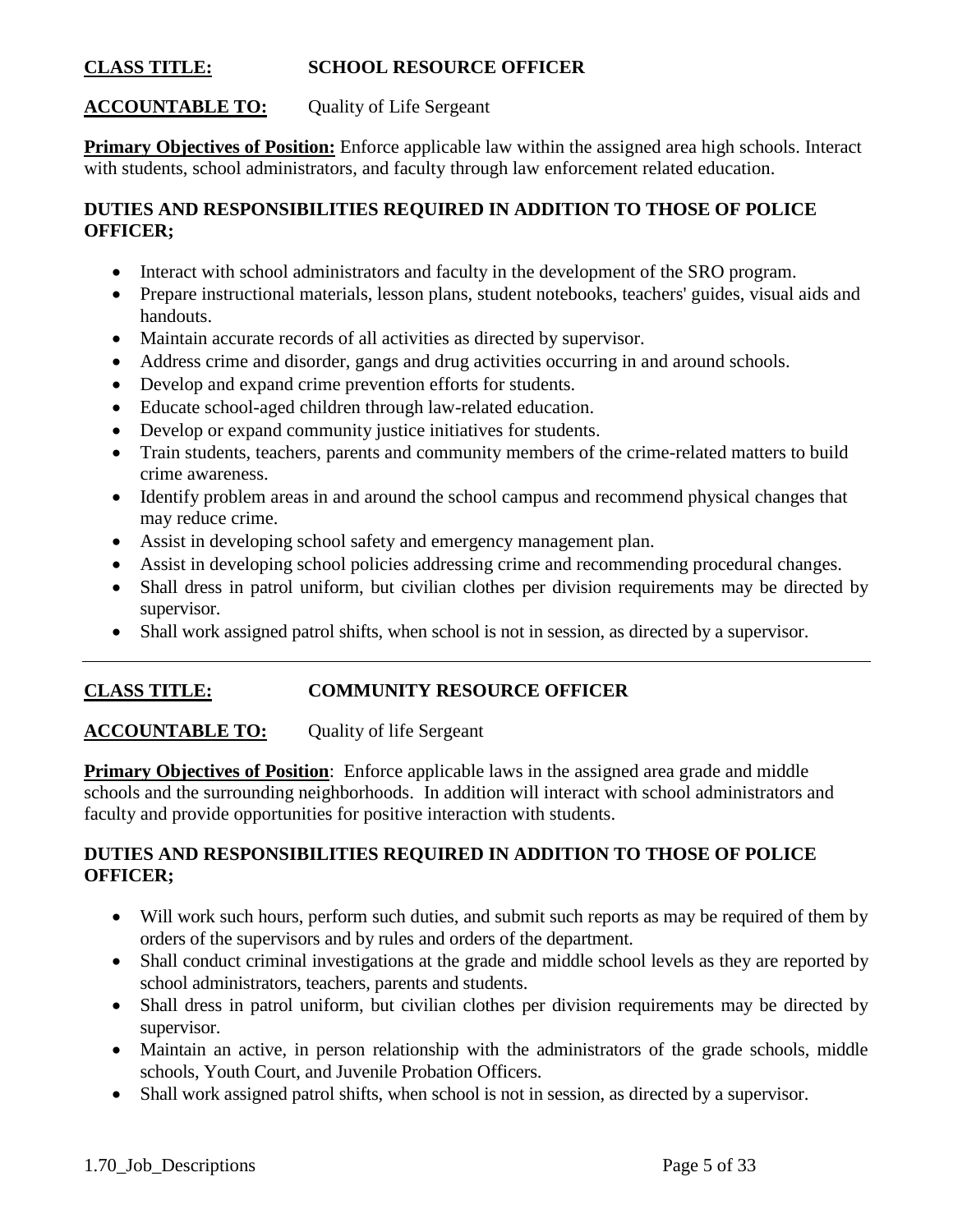**CLASS TITLE:** **SCHOOL RESOURCE OFFICER**

**ACCOUNTABLE TO:** Quality of Life Sergeant

**Primary Objectives of Position:** Enforce applicable law within the assigned area high schools. Interact with students, school administrators, and faculty through law enforcement related education.

**DUTIES AND RESPONSIBILITIES REQUIRED IN ADDITION TO THOSE OF POLICE OFFICER;**

- Interact with school administrators and faculty in the development of the SRO program.
- Prepare instructional materials, lesson plans, student notebooks, teachers' guides, visual aids and handouts.
- Maintain accurate records of all activities as directed by supervisor.
- Address crime and disorder, gangs and drug activities occurring in and around schools.
- Develop and expand crime prevention efforts for students.
- Educate school-aged children through law-related education.
- Develop or expand community justice initiatives for students.
- Train students, teachers, parents and community members of the crime-related matters to build crime awareness.
- Identify problem areas in and around the school campus and recommend physical changes that may reduce crime.
- Assist in developing school safety and emergency management plan.
- Assist in developing school policies addressing crime and recommending procedural changes.
- Shall dress in patrol uniform, but civilian clothes per division requirements may be directed by supervisor.
- Shall work assigned patrol shifts, when school is not in session, as directed by a supervisor.

---

**CLASS TITLE:** **COMMUNITY RESOURCE OFFICER**

**ACCOUNTABLE TO:** Quality of life Sergeant

**Primary Objectives of Position**: Enforce applicable laws in the assigned area grade and middle schools and the surrounding neighborhoods. In addition will interact with school administrators and faculty and provide opportunities for positive interaction with students.

**DUTIES AND RESPONSIBILITIES REQUIRED IN ADDITION TO THOSE OF POLICE OFFICER;**

- Will work such hours, perform such duties, and submit such reports as may be required of them by orders of the supervisors and by rules and orders of the department.
- Shall conduct criminal investigations at the grade and middle school levels as they are reported by school administrators, teachers, parents and students.
- Shall dress in patrol uniform, but civilian clothes per division requirements may be directed by supervisor.
- Maintain an active, in person relationship with the administrators of the grade schools, middle schools, Youth Court, and Juvenile Probation Officers.
- Shall work assigned patrol shifts, when school is not in session, as directed by a supervisor.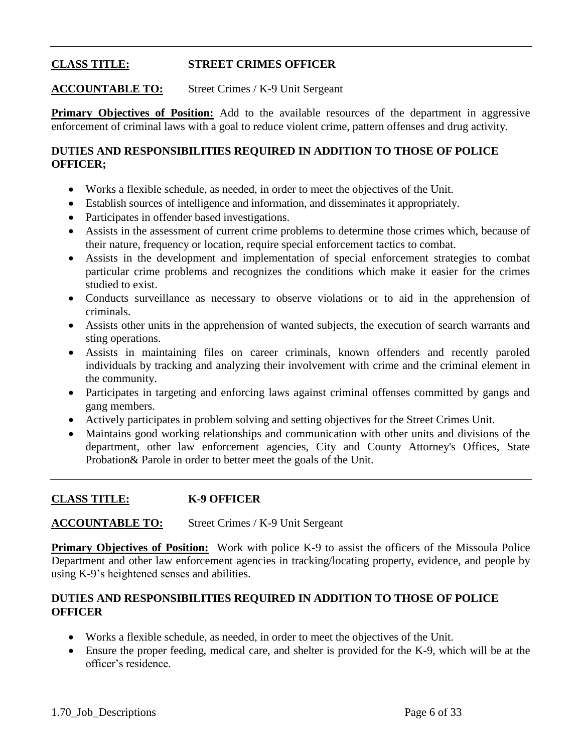---

**CLASS TITLE:** **STREET CRIMES OFFICER**

**ACCOUNTABLE TO:** Street Crimes / K-9 Unit Sergeant

**Primary Objectives of Position:** Add to the available resources of the department in aggressive enforcement of criminal laws with a goal to reduce violent crime, pattern offenses and drug activity.

**DUTIES AND RESPONSIBILITIES REQUIRED IN ADDITION TO THOSE OF POLICE OFFICER;**

- Works a flexible schedule, as needed, in order to meet the objectives of the Unit.
- Establish sources of intelligence and information, and disseminates it appropriately.
- Participates in offender based investigations.
- Assists in the assessment of current crime problems to determine those crimes which, because of their nature, frequency or location, require special enforcement tactics to combat.
- Assists in the development and implementation of special enforcement strategies to combat particular crime problems and recognizes the conditions which make it easier for the crimes studied to exist.
- Conducts surveillance as necessary to observe violations or to aid in the apprehension of criminals.
- Assists other units in the apprehension of wanted subjects, the execution of search warrants and sting operations.
- Assists in maintaining files on career criminals, known offenders and recently paroled individuals by tracking and analyzing their involvement with crime and the criminal element in the community.
- Participates in targeting and enforcing laws against criminal offenses committed by gangs and gang members.
- Actively participates in problem solving and setting objectives for the Street Crimes Unit.
- Maintains good working relationships and communication with other units and divisions of the department, other law enforcement agencies, City and County Attorney's Offices, State Probation& Parole in order to better meet the goals of the Unit.

---

**CLASS TITLE:** **K-9 OFFICER**

**ACCOUNTABLE TO:** Street Crimes / K-9 Unit Sergeant

**Primary Objectives of Position:** Work with police K-9 to assist the officers of the Missoula Police Department and other law enforcement agencies in tracking/locating property, evidence, and people by using K-9's heightened senses and abilities.

**DUTIES AND RESPONSIBILITIES REQUIRED IN ADDITION TO THOSE OF POLICE OFFICER**

- Works a flexible schedule, as needed, in order to meet the objectives of the Unit.
- Ensure the proper feeding, medical care, and shelter is provided for the K-9, which will be at the officer's residence.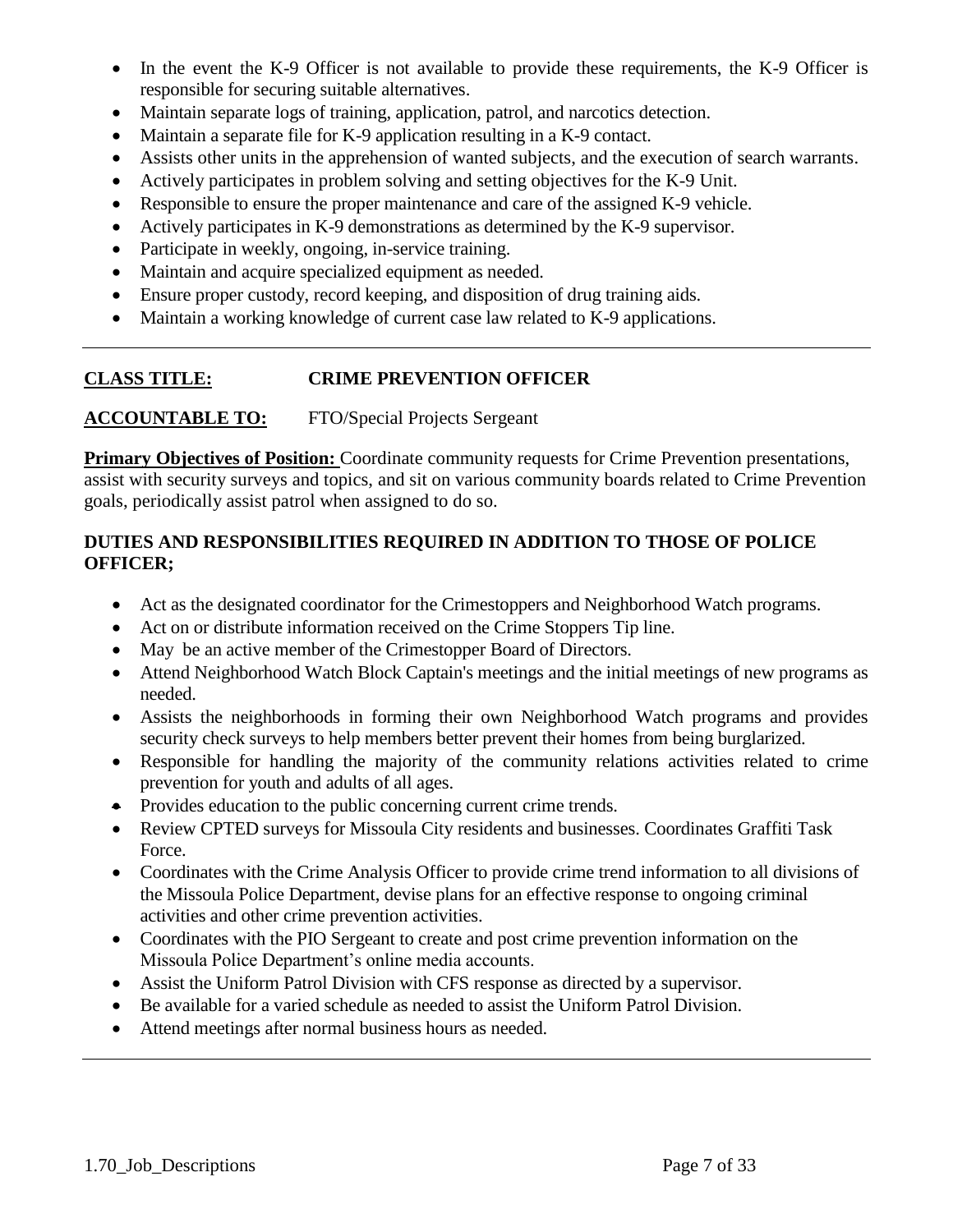- In the event the K-9 Officer is not available to provide these requirements, the K-9 Officer is responsible for securing suitable alternatives.
- Maintain separate logs of training, application, patrol, and narcotics detection.
- Maintain a separate file for K-9 application resulting in a K-9 contact.
- Assists other units in the apprehension of wanted subjects, and the execution of search warrants.
- Actively participates in problem solving and setting objectives for the K-9 Unit.
- Responsible to ensure the proper maintenance and care of the assigned K-9 vehicle.
- Actively participates in K-9 demonstrations as determined by the K-9 supervisor.
- Participate in weekly, ongoing, in-service training.
- Maintain and acquire specialized equipment as needed.
- Ensure proper custody, record keeping, and disposition of drug training aids.
- Maintain a working knowledge of current case law related to K-9 applications.

---

**CLASS TITLE:** **CRIME PREVENTION OFFICER**

**ACCOUNTABLE TO:** FTO/Special Projects Sergeant

**Primary Objectives of Position:** Coordinate community requests for Crime Prevention presentations, assist with security surveys and topics, and sit on various community boards related to Crime Prevention goals, periodically assist patrol when assigned to do so.

**DUTIES AND RESPONSIBILITIES REQUIRED IN ADDITION TO THOSE OF POLICE OFFICER;**

- Act as the designated coordinator for the Crimestoppers and Neighborhood Watch programs.
- Act on or distribute information received on the Crime Stoppers Tip line.
- May be an active member of the Crimestopper Board of Directors.
- Attend Neighborhood Watch Block Captain's meetings and the initial meetings of new programs as needed.
- Assists the neighborhoods in forming their own Neighborhood Watch programs and provides security check surveys to help members better prevent their homes from being burglarized.
- Responsible for handling the majority of the community relations activities related to crime prevention for youth and adults of all ages.
- Provides education to the public concerning current crime trends.
- Review CPTED surveys for Missoula City residents and businesses. Coordinates Graffiti Task Force.
- Coordinates with the Crime Analysis Officer to provide crime trend information to all divisions of the Missoula Police Department, devise plans for an effective response to ongoing criminal activities and other crime prevention activities.
- Coordinates with the PIO Sergeant to create and post crime prevention information on the Missoula Police Department's online media accounts.
- Assist the Uniform Patrol Division with CFS response as directed by a supervisor.
- Be available for a varied schedule as needed to assist the Uniform Patrol Division.
- Attend meetings after normal business hours as needed.

---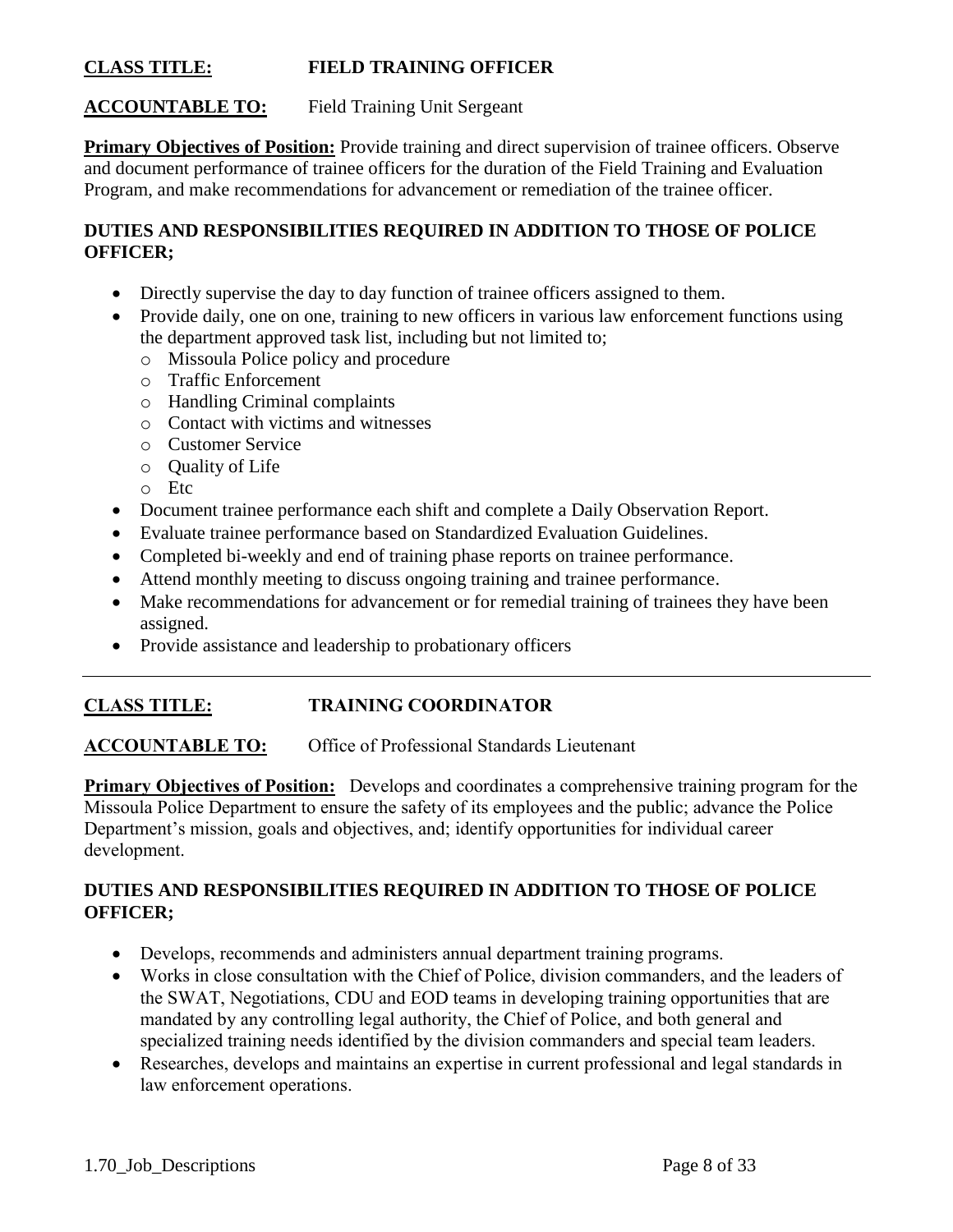**CLASS TITLE:** **FIELD TRAINING OFFICER**

**ACCOUNTABLE TO:** Field Training Unit Sergeant

**Primary Objectives of Position:** Provide training and direct supervision of trainee officers. Observe and document performance of trainee officers for the duration of the Field Training and Evaluation Program, and make recommendations for advancement or remediation of the trainee officer.

**DUTIES AND RESPONSIBILITIES REQUIRED IN ADDITION TO THOSE OF POLICE OFFICER;**

- Directly supervise the day to day function of trainee officers assigned to them.
- Provide daily, one on one, training to new officers in various law enforcement functions using the department approved task list, including but not limited to;
  - Missoula Police policy and procedure
  - Traffic Enforcement
  - Handling Criminal complaints
  - Contact with victims and witnesses
  - Customer Service
  - Quality of Life
  - Etc
- Document trainee performance each shift and complete a Daily Observation Report.
- Evaluate trainee performance based on Standardized Evaluation Guidelines.
- Completed bi-weekly and end of training phase reports on trainee performance.
- Attend monthly meeting to discuss ongoing training and trainee performance.
- Make recommendations for advancement or for remedial training of trainees they have been assigned.
- Provide assistance and leadership to probationary officers

---

**CLASS TITLE:** **TRAINING COORDINATOR**

**ACCOUNTABLE TO:** Office of Professional Standards Lieutenant

**Primary Objectives of Position:** Develops and coordinates a comprehensive training program for the Missoula Police Department to ensure the safety of its employees and the public; advance the Police Department's mission, goals and objectives, and; identify opportunities for individual career development.

**DUTIES AND RESPONSIBILITIES REQUIRED IN ADDITION TO THOSE OF POLICE OFFICER;**

- Develops, recommends and administers annual department training programs.
- Works in close consultation with the Chief of Police, division commanders, and the leaders of the SWAT, Negotiations, CDU and EOD teams in developing training opportunities that are mandated by any controlling legal authority, the Chief of Police, and both general and specialized training needs identified by the division commanders and special team leaders.
- Researches, develops and maintains an expertise in current professional and legal standards in law enforcement operations.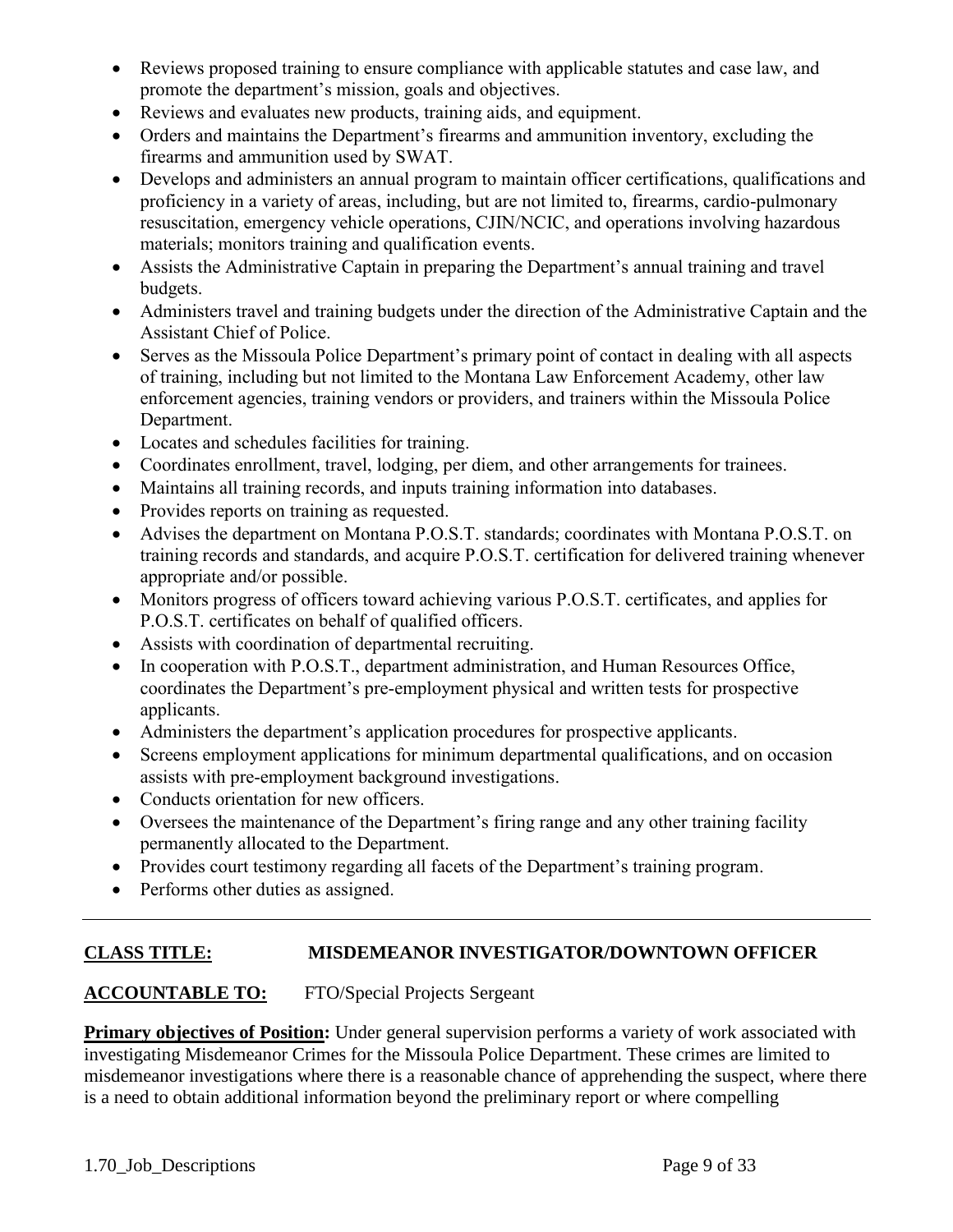- Reviews proposed training to ensure compliance with applicable statutes and case law, and promote the department's mission, goals and objectives.
- Reviews and evaluates new products, training aids, and equipment.
- Orders and maintains the Department's firearms and ammunition inventory, excluding the firearms and ammunition used by SWAT.
- Develops and administers an annual program to maintain officer certifications, qualifications and proficiency in a variety of areas, including, but are not limited to, firearms, cardio-pulmonary resuscitation, emergency vehicle operations, CJIN/NCIC, and operations involving hazardous materials; monitors training and qualification events.
- Assists the Administrative Captain in preparing the Department's annual training and travel budgets.
- Administers travel and training budgets under the direction of the Administrative Captain and the Assistant Chief of Police.
- Serves as the Missoula Police Department's primary point of contact in dealing with all aspects of training, including but not limited to the Montana Law Enforcement Academy, other law enforcement agencies, training vendors or providers, and trainers within the Missoula Police Department.
- Locates and schedules facilities for training.
- Coordinates enrollment, travel, lodging, per diem, and other arrangements for trainees.
- Maintains all training records, and inputs training information into databases.
- Provides reports on training as requested.
- Advises the department on Montana P.O.S.T. standards; coordinates with Montana P.O.S.T. on training records and standards, and acquire P.O.S.T. certification for delivered training whenever appropriate and/or possible.
- Monitors progress of officers toward achieving various P.O.S.T. certificates, and applies for P.O.S.T. certificates on behalf of qualified officers.
- Assists with coordination of departmental recruiting.
- In cooperation with P.O.S.T., department administration, and Human Resources Office, coordinates the Department's pre-employment physical and written tests for prospective applicants.
- Administers the department's application procedures for prospective applicants.
- Screens employment applications for minimum departmental qualifications, and on occasion assists with pre-employment background investigations.
- Conducts orientation for new officers.
- Oversees the maintenance of the Department's firing range and any other training facility permanently allocated to the Department.
- Provides court testimony regarding all facets of the Department's training program.
- Performs other duties as assigned.

---

**CLASS TITLE:** **MISDEMEANOR INVESTIGATOR/DOWNTOWN OFFICER**

**ACCOUNTABLE TO:** FTO/Special Projects Sergeant

**Primary objectives of Position:** Under general supervision performs a variety of work associated with investigating Misdemeanor Crimes for the Missoula Police Department. These crimes are limited to misdemeanor investigations where there is a reasonable chance of apprehending the suspect, where there is a need to obtain additional information beyond the preliminary report or where compelling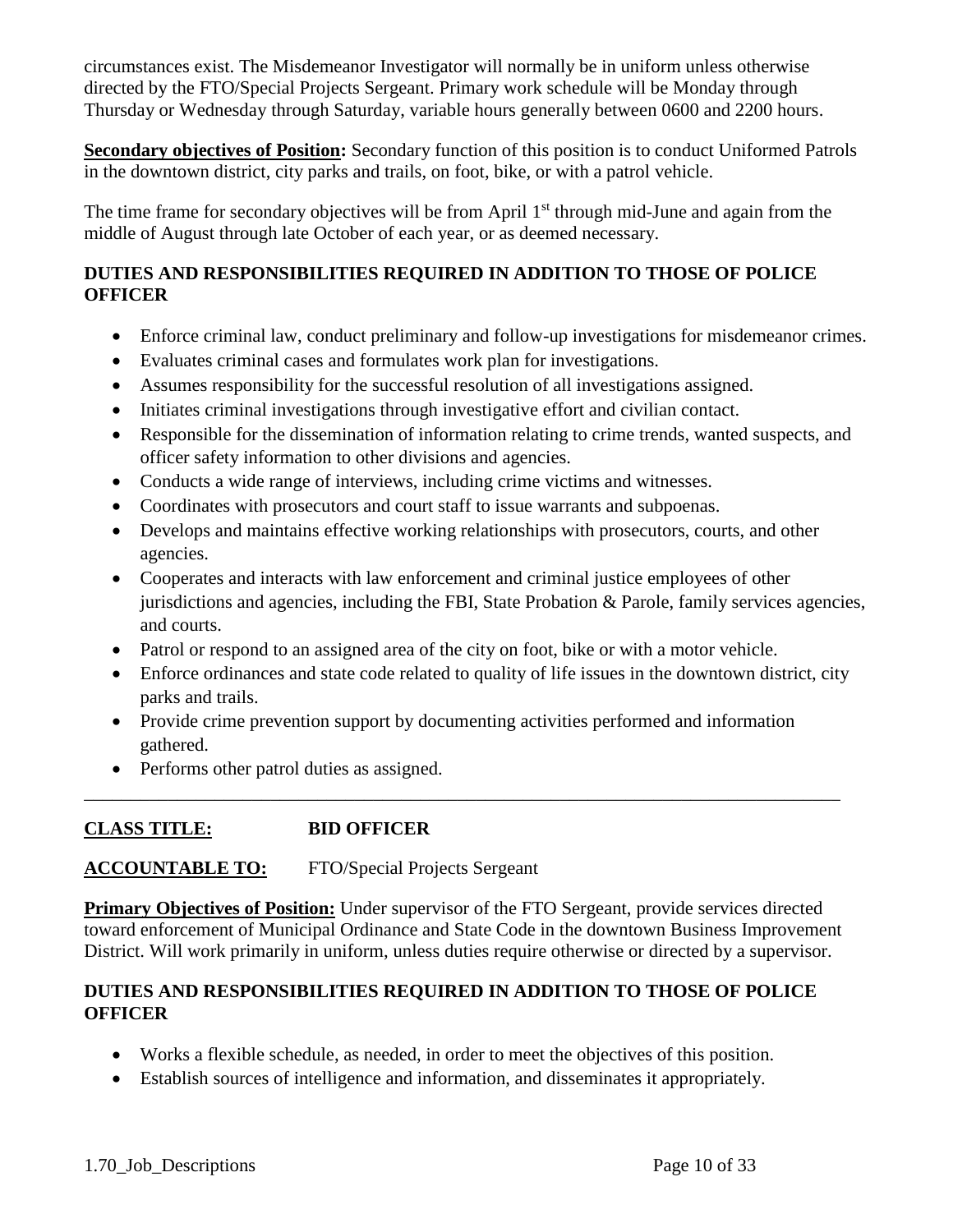circumstances exist. The Misdemeanor Investigator will normally be in uniform unless otherwise directed by the FTO/Special Projects Sergeant. Primary work schedule will be Monday through Thursday or Wednesday through Saturday, variable hours generally between 0600 and 2200 hours.

**Secondary objectives of Position:** Secondary function of this position is to conduct Uniformed Patrols in the downtown district, city parks and trails, on foot, bike, or with a patrol vehicle.

The time frame for secondary objectives will be from April 1st through mid-June and again from the middle of August through late October of each year, or as deemed necessary.

**DUTIES AND RESPONSIBILITIES REQUIRED IN ADDITION TO THOSE OF POLICE OFFICER**

- Enforce criminal law, conduct preliminary and follow-up investigations for misdemeanor crimes.
- Evaluates criminal cases and formulates work plan for investigations.
- Assumes responsibility for the successful resolution of all investigations assigned.
- Initiates criminal investigations through investigative effort and civilian contact.
- Responsible for the dissemination of information relating to crime trends, wanted suspects, and officer safety information to other divisions and agencies.
- Conducts a wide range of interviews, including crime victims and witnesses.
- Coordinates with prosecutors and court staff to issue warrants and subpoenas.
- Develops and maintains effective working relationships with prosecutors, courts, and other agencies.
- Cooperates and interacts with law enforcement and criminal justice employees of other jurisdictions and agencies, including the FBI, State Probation & Parole, family services agencies, and courts.
- Patrol or respond to an assigned area of the city on foot, bike or with a motor vehicle.
- Enforce ordinances and state code related to quality of life issues in the downtown district, city parks and trails.
- Provide crime prevention support by documenting activities performed and information gathered.
- Performs other patrol duties as assigned.

---

**CLASS TITLE:** **BID OFFICER**

**ACCOUNTABLE TO:** FTO/Special Projects Sergeant

**Primary Objectives of Position:** Under supervisor of the FTO Sergeant, provide services directed toward enforcement of Municipal Ordinance and State Code in the downtown Business Improvement District. Will work primarily in uniform, unless duties require otherwise or directed by a supervisor.

**DUTIES AND RESPONSIBILITIES REQUIRED IN ADDITION TO THOSE OF POLICE OFFICER**

- Works a flexible schedule, as needed, in order to meet the objectives of this position.
- Establish sources of intelligence and information, and disseminates it appropriately.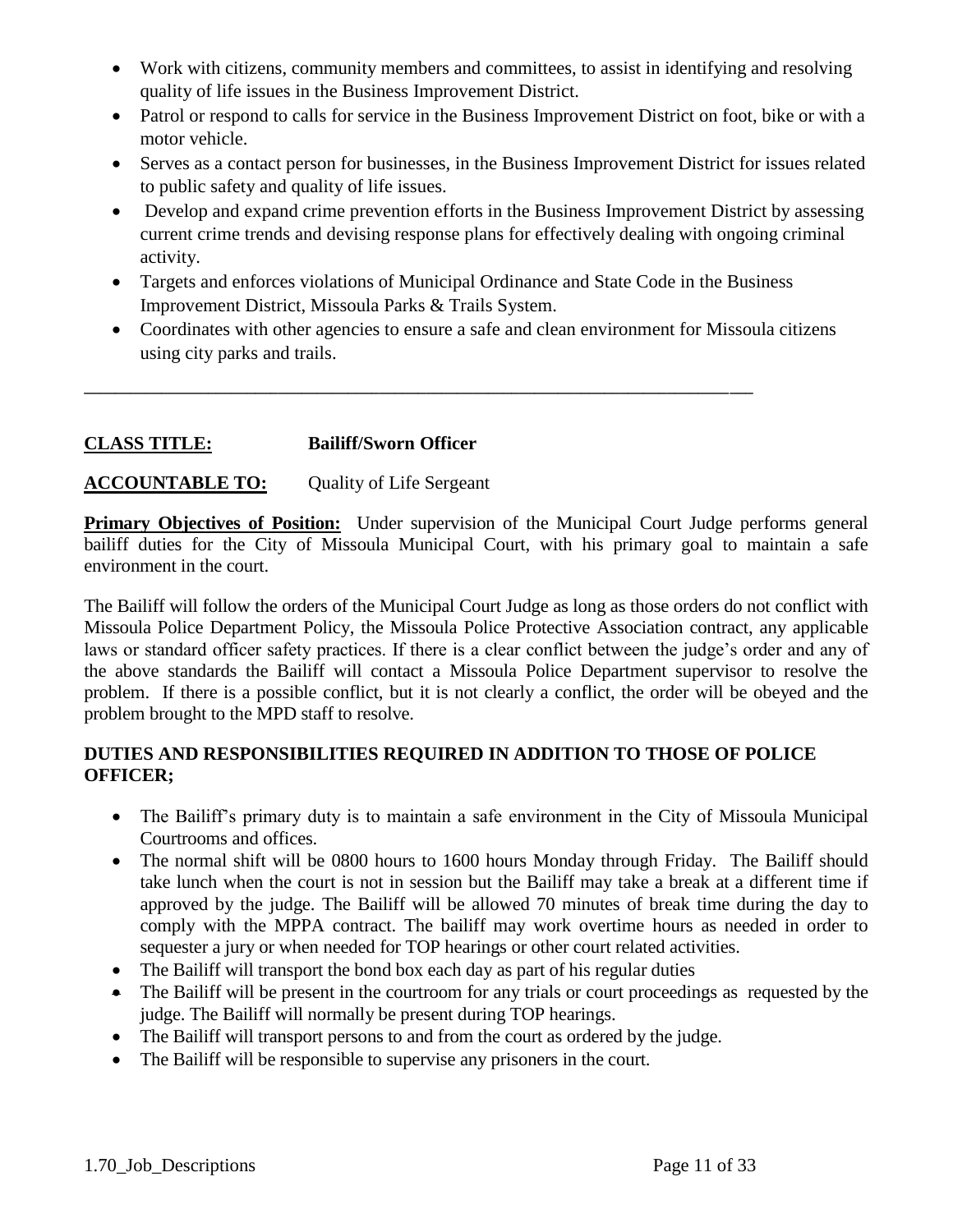- Work with citizens, community members and committees, to assist in identifying and resolving quality of life issues in the Business Improvement District.
- Patrol or respond to calls for service in the Business Improvement District on foot, bike or with a motor vehicle.
- Serves as a contact person for businesses, in the Business Improvement District for issues related to public safety and quality of life issues.
- Develop and expand crime prevention efforts in the Business Improvement District by assessing current crime trends and devising response plans for effectively dealing with ongoing criminal activity.
- Targets and enforces violations of Municipal Ordinance and State Code in the Business Improvement District, Missoula Parks & Trails System.
- Coordinates with other agencies to ensure a safe and clean environment for Missoula citizens using city parks and trails.

---

**CLASS TITLE:** **Bailiff/Sworn Officer**

**ACCOUNTABLE TO:** Quality of Life Sergeant

**Primary Objectives of Position:** Under supervision of the Municipal Court Judge performs general bailiff duties for the City of Missoula Municipal Court, with his primary goal to maintain a safe environment in the court.

The Bailiff will follow the orders of the Municipal Court Judge as long as those orders do not conflict with Missoula Police Department Policy, the Missoula Police Protective Association contract, any applicable laws or standard officer safety practices. If there is a clear conflict between the judge's order and any of the above standards the Bailiff will contact a Missoula Police Department supervisor to resolve the problem. If there is a possible conflict, but it is not clearly a conflict, the order will be obeyed and the problem brought to the MPD staff to resolve.

**DUTIES AND RESPONSIBILITIES REQUIRED IN ADDITION TO THOSE OF POLICE OFFICER;**

- The Bailiff's primary duty is to maintain a safe environment in the City of Missoula Municipal Courtrooms and offices.
- The normal shift will be 0800 hours to 1600 hours Monday through Friday. The Bailiff should take lunch when the court is not in session but the Bailiff may take a break at a different time if approved by the judge. The Bailiff will be allowed 70 minutes of break time during the day to comply with the MPPA contract. The bailiff may work overtime hours as needed in order to sequester a jury or when needed for TOP hearings or other court related activities.
- The Bailiff will transport the bond box each day as part of his regular duties
- The Bailiff will be present in the courtroom for any trials or court proceedings as requested by the judge. The Bailiff will normally be present during TOP hearings.
- The Bailiff will transport persons to and from the court as ordered by the judge.
- The Bailiff will be responsible to supervise any prisoners in the court.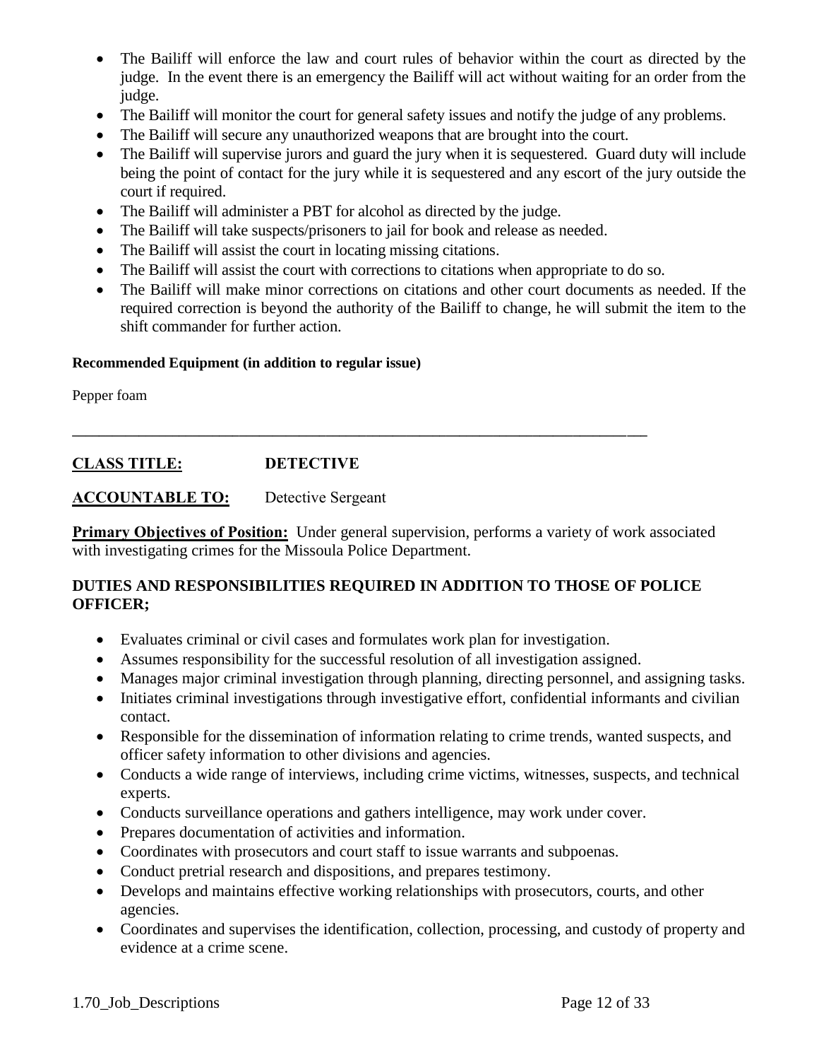- The Bailiff will enforce the law and court rules of behavior within the court as directed by the judge. In the event there is an emergency the Bailiff will act without waiting for an order from the judge.
- The Bailiff will monitor the court for general safety issues and notify the judge of any problems.
- The Bailiff will secure any unauthorized weapons that are brought into the court.
- The Bailiff will supervise jurors and guard the jury when it is sequestered. Guard duty will include being the point of contact for the jury while it is sequestered and any escort of the jury outside the court if required.
- The Bailiff will administer a PBT for alcohol as directed by the judge.
- The Bailiff will take suspects/prisoners to jail for book and release as needed.
- The Bailiff will assist the court in locating missing citations.
- The Bailiff will assist the court with corrections to citations when appropriate to do so.
- The Bailiff will make minor corrections on citations and other court documents as needed. If the required correction is beyond the authority of the Bailiff to change, he will submit the item to the shift commander for further action.

**Recommended Equipment (in addition to regular issue)**

Pepper foam

---

**CLASS TITLE: DETECTIVE**

**ACCOUNTABLE TO:** Detective Sergeant

**Primary Objectives of Position:** Under general supervision, performs a variety of work associated with investigating crimes for the Missoula Police Department.

**DUTIES AND RESPONSIBILITIES REQUIRED IN ADDITION TO THOSE OF POLICE OFFICER;**

- Evaluates criminal or civil cases and formulates work plan for investigation.
- Assumes responsibility for the successful resolution of all investigation assigned.
- Manages major criminal investigation through planning, directing personnel, and assigning tasks.
- Initiates criminal investigations through investigative effort, confidential informants and civilian contact.
- Responsible for the dissemination of information relating to crime trends, wanted suspects, and officer safety information to other divisions and agencies.
- Conducts a wide range of interviews, including crime victims, witnesses, suspects, and technical experts.
- Conducts surveillance operations and gathers intelligence, may work under cover.
- Prepares documentation of activities and information.
- Coordinates with prosecutors and court staff to issue warrants and subpoenas.
- Conduct pretrial research and dispositions, and prepares testimony.
- Develops and maintains effective working relationships with prosecutors, courts, and other agencies.
- Coordinates and supervises the identification, collection, processing, and custody of property and evidence at a crime scene.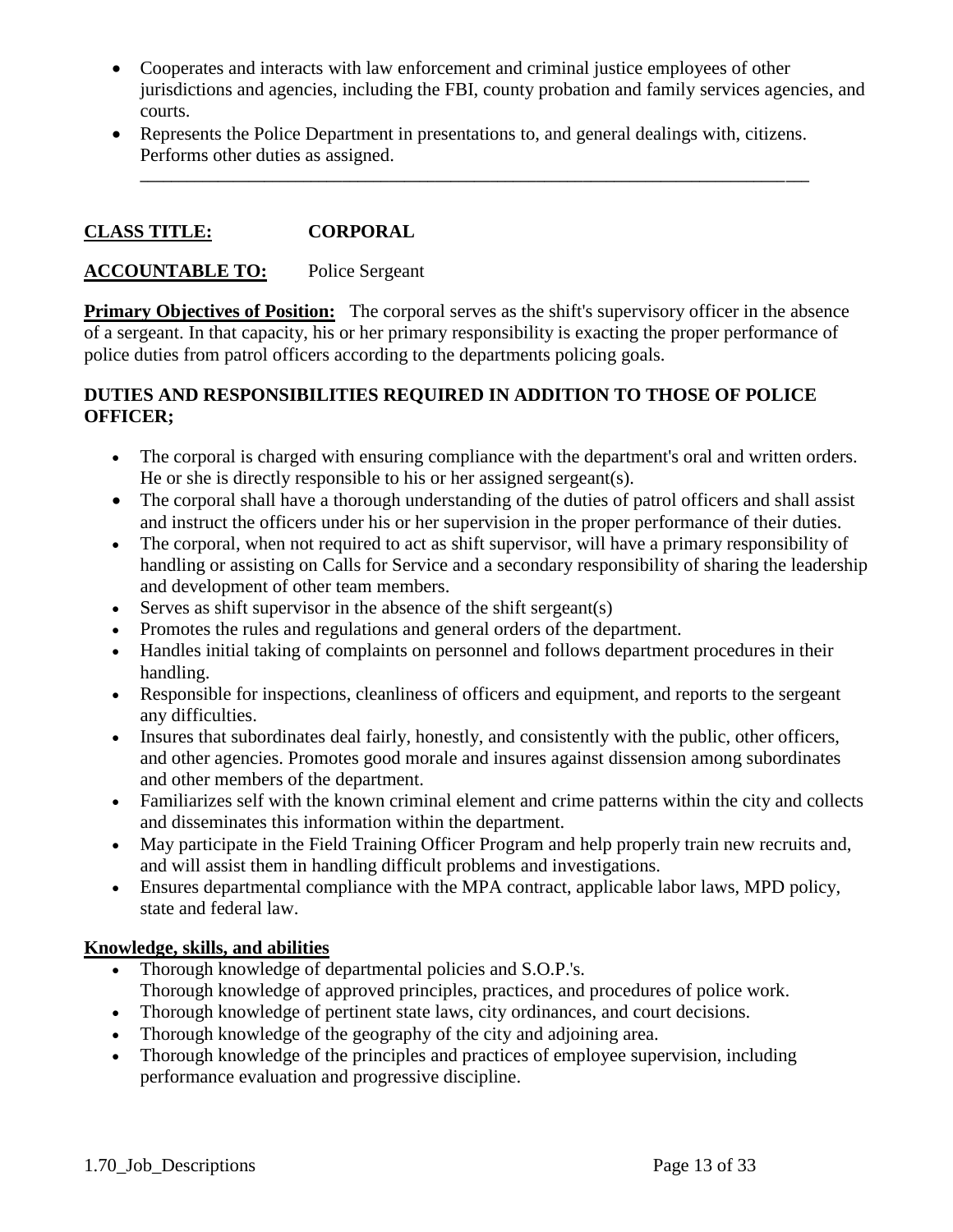- Cooperates and interacts with law enforcement and criminal justice employees of other jurisdictions and agencies, including the FBI, county probation and family services agencies, and courts.
- Represents the Police Department in presentations to, and general dealings with, citizens. Performs other duties as assigned.

---

**CLASS TITLE:** **CORPORAL**

**ACCOUNTABLE TO:** Police Sergeant

**Primary Objectives of Position:** The corporal serves as the shift's supervisory officer in the absence of a sergeant. In that capacity, his or her primary responsibility is exacting the proper performance of police duties from patrol officers according to the departments policing goals.

**DUTIES AND RESPONSIBILITIES REQUIRED IN ADDITION TO THOSE OF POLICE OFFICER;**

- The corporal is charged with ensuring compliance with the department's oral and written orders. He or she is directly responsible to his or her assigned sergeant(s).
- The corporal shall have a thorough understanding of the duties of patrol officers and shall assist and instruct the officers under his or her supervision in the proper performance of their duties.
- The corporal, when not required to act as shift supervisor, will have a primary responsibility of handling or assisting on Calls for Service and a secondary responsibility of sharing the leadership and development of other team members.
- Serves as shift supervisor in the absence of the shift sergeant(s)
- Promotes the rules and regulations and general orders of the department.
- Handles initial taking of complaints on personnel and follows department procedures in their handling.
- Responsible for inspections, cleanliness of officers and equipment, and reports to the sergeant any difficulties.
- Insures that subordinates deal fairly, honestly, and consistently with the public, other officers, and other agencies. Promotes good morale and insures against dissension among subordinates and other members of the department.
- Familiarizes self with the known criminal element and crime patterns within the city and collects and disseminates this information within the department.
- May participate in the Field Training Officer Program and help properly train new recruits and, and will assist them in handling difficult problems and investigations.
- Ensures departmental compliance with the MPA contract, applicable labor laws, MPD policy, state and federal law.

**Knowledge, skills, and abilities**

- Thorough knowledge of departmental policies and S.O.P.'s.
  Thorough knowledge of approved principles, practices, and procedures of police work.
- Thorough knowledge of pertinent state laws, city ordinances, and court decisions.
- Thorough knowledge of the geography of the city and adjoining area.
- Thorough knowledge of the principles and practices of employee supervision, including performance evaluation and progressive discipline.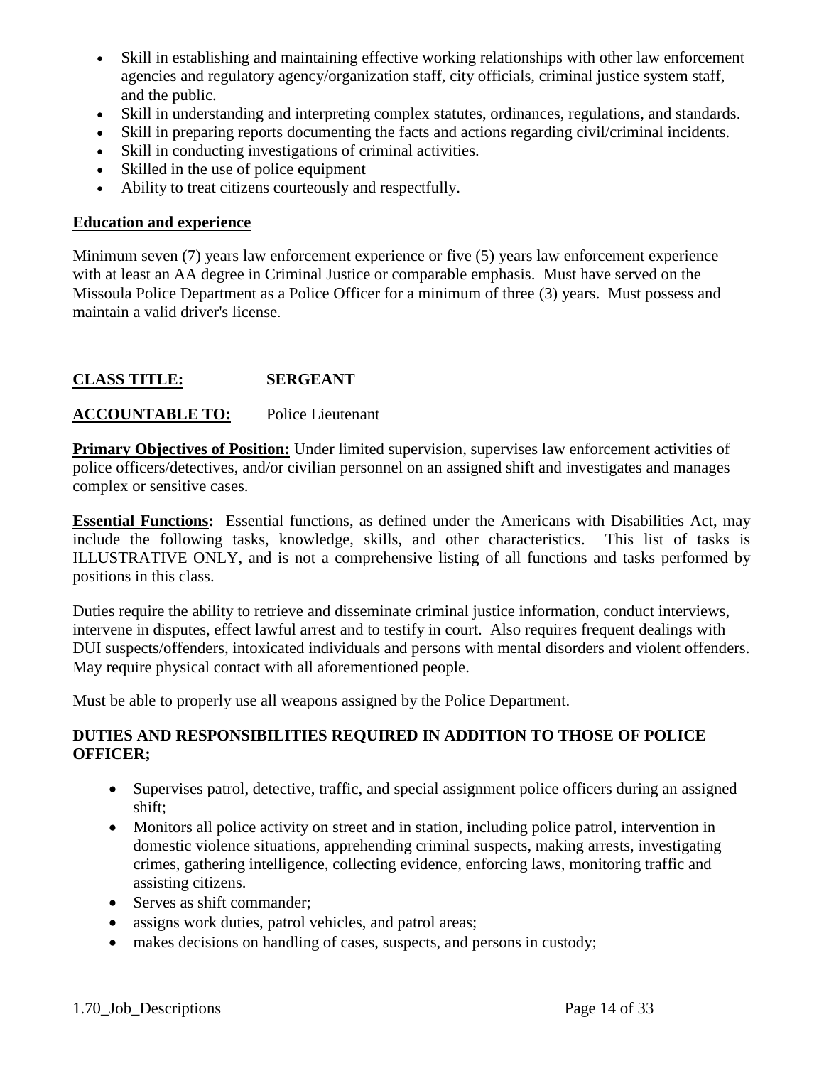- Skill in establishing and maintaining effective working relationships with other law enforcement agencies and regulatory agency/organization staff, city officials, criminal justice system staff, and the public.
- Skill in understanding and interpreting complex statutes, ordinances, regulations, and standards.
- Skill in preparing reports documenting the facts and actions regarding civil/criminal incidents.
- Skill in conducting investigations of criminal activities.
- Skilled in the use of police equipment
- Ability to treat citizens courteously and respectfully.

**Education and experience**

Minimum seven (7) years law enforcement experience or five (5) years law enforcement experience with at least an AA degree in Criminal Justice or comparable emphasis. Must have served on the Missoula Police Department as a Police Officer for a minimum of three (3) years. Must possess and maintain a valid driver's license.

---

**CLASS TITLE:** **SERGEANT**

**ACCOUNTABLE TO:** Police Lieutenant

**Primary Objectives of Position:** Under limited supervision, supervises law enforcement activities of police officers/detectives, and/or civilian personnel on an assigned shift and investigates and manages complex or sensitive cases.

**Essential Functions:** Essential functions, as defined under the Americans with Disabilities Act, may include the following tasks, knowledge, skills, and other characteristics. This list of tasks is ILLUSTRATIVE ONLY, and is not a comprehensive listing of all functions and tasks performed by positions in this class.

Duties require the ability to retrieve and disseminate criminal justice information, conduct interviews, intervene in disputes, effect lawful arrest and to testify in court. Also requires frequent dealings with DUI suspects/offenders, intoxicated individuals and persons with mental disorders and violent offenders. May require physical contact with all aforementioned people.

Must be able to properly use all weapons assigned by the Police Department.

**DUTIES AND RESPONSIBILITIES REQUIRED IN ADDITION TO THOSE OF POLICE OFFICER;**

- Supervises patrol, detective, traffic, and special assignment police officers during an assigned shift;
- Monitors all police activity on street and in station, including police patrol, intervention in domestic violence situations, apprehending criminal suspects, making arrests, investigating crimes, gathering intelligence, collecting evidence, enforcing laws, monitoring traffic and assisting citizens.
- Serves as shift commander;
- assigns work duties, patrol vehicles, and patrol areas;
- makes decisions on handling of cases, suspects, and persons in custody;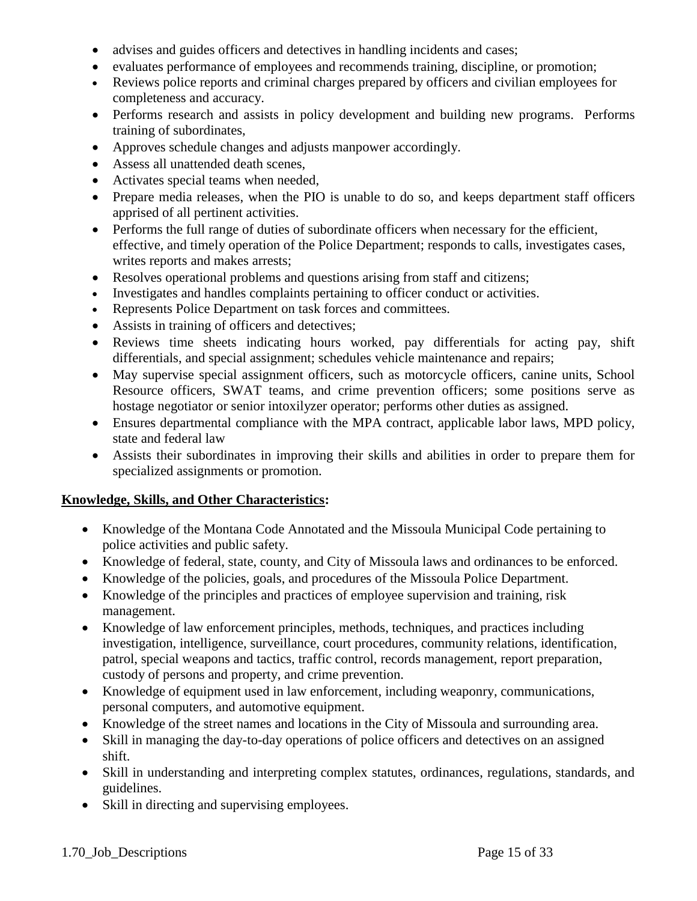- advises and guides officers and detectives in handling incidents and cases;
- evaluates performance of employees and recommends training, discipline, or promotion;
- Reviews police reports and criminal charges prepared by officers and civilian employees for completeness and accuracy.
- Performs research and assists in policy development and building new programs. Performs training of subordinates,
- Approves schedule changes and adjusts manpower accordingly.
- Assess all unattended death scenes,
- Activates special teams when needed,
- Prepare media releases, when the PIO is unable to do so, and keeps department staff officers apprised of all pertinent activities.
- Performs the full range of duties of subordinate officers when necessary for the efficient, effective, and timely operation of the Police Department; responds to calls, investigates cases, writes reports and makes arrests;
- Resolves operational problems and questions arising from staff and citizens;
- Investigates and handles complaints pertaining to officer conduct or activities.
- Represents Police Department on task forces and committees.
- Assists in training of officers and detectives;
- Reviews time sheets indicating hours worked, pay differentials for acting pay, shift differentials, and special assignment; schedules vehicle maintenance and repairs;
- May supervise special assignment officers, such as motorcycle officers, canine units, School Resource officers, SWAT teams, and crime prevention officers; some positions serve as hostage negotiator or senior intoxilyzer operator; performs other duties as assigned.
- Ensures departmental compliance with the MPA contract, applicable labor laws, MPD policy, state and federal law
- Assists their subordinates in improving their skills and abilities in order to prepare them for specialized assignments or promotion.

**Knowledge, Skills, and Other Characteristics:**

- Knowledge of the Montana Code Annotated and the Missoula Municipal Code pertaining to police activities and public safety.
- Knowledge of federal, state, county, and City of Missoula laws and ordinances to be enforced.
- Knowledge of the policies, goals, and procedures of the Missoula Police Department.
- Knowledge of the principles and practices of employee supervision and training, risk management.
- Knowledge of law enforcement principles, methods, techniques, and practices including investigation, intelligence, surveillance, court procedures, community relations, identification, patrol, special weapons and tactics, traffic control, records management, report preparation, custody of persons and property, and crime prevention.
- Knowledge of equipment used in law enforcement, including weaponry, communications, personal computers, and automotive equipment.
- Knowledge of the street names and locations in the City of Missoula and surrounding area.
- Skill in managing the day-to-day operations of police officers and detectives on an assigned shift.
- Skill in understanding and interpreting complex statutes, ordinances, regulations, standards, and guidelines.
- Skill in directing and supervising employees.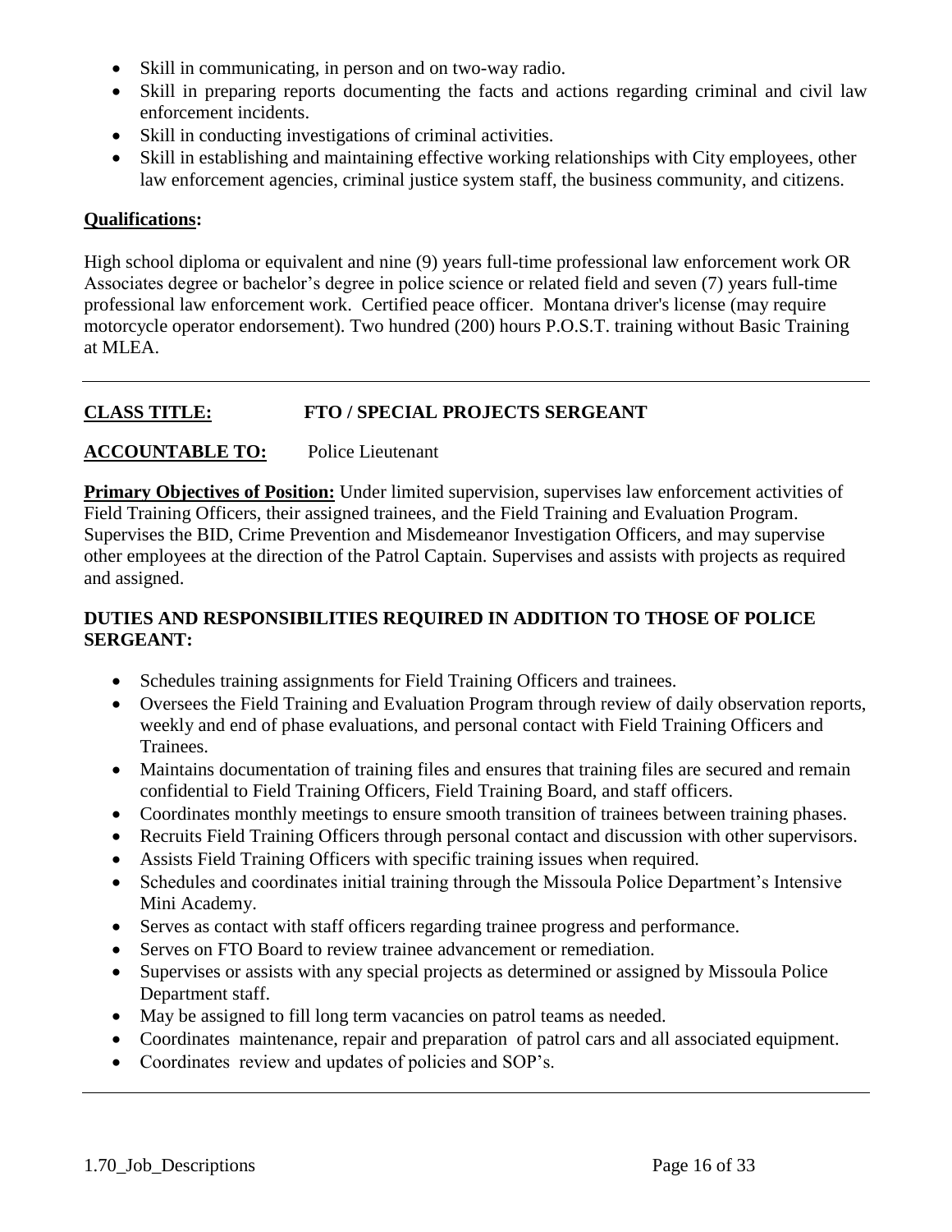- Skill in communicating, in person and on two-way radio.
- Skill in preparing reports documenting the facts and actions regarding criminal and civil law enforcement incidents.
- Skill in conducting investigations of criminal activities.
- Skill in establishing and maintaining effective working relationships with City employees, other law enforcement agencies, criminal justice system staff, the business community, and citizens.

**Qualifications:**

High school diploma or equivalent and nine (9) years full-time professional law enforcement work OR Associates degree or bachelor's degree in police science or related field and seven (7) years full-time professional law enforcement work. Certified peace officer. Montana driver's license (may require motorcycle operator endorsement). Two hundred (200) hours P.O.S.T. training without Basic Training at MLEA.

---

**CLASS TITLE:** **FTO / SPECIAL PROJECTS SERGEANT**

**ACCOUNTABLE TO:** Police Lieutenant

**Primary Objectives of Position:** Under limited supervision, supervises law enforcement activities of Field Training Officers, their assigned trainees, and the Field Training and Evaluation Program. Supervises the BID, Crime Prevention and Misdemeanor Investigation Officers, and may supervise other employees at the direction of the Patrol Captain. Supervises and assists with projects as required and assigned.

**DUTIES AND RESPONSIBILITIES REQUIRED IN ADDITION TO THOSE OF POLICE SERGEANT:**

- Schedules training assignments for Field Training Officers and trainees.
- Oversees the Field Training and Evaluation Program through review of daily observation reports, weekly and end of phase evaluations, and personal contact with Field Training Officers and Trainees.
- Maintains documentation of training files and ensures that training files are secured and remain confidential to Field Training Officers, Field Training Board, and staff officers.
- Coordinates monthly meetings to ensure smooth transition of trainees between training phases.
- Recruits Field Training Officers through personal contact and discussion with other supervisors.
- Assists Field Training Officers with specific training issues when required.
- Schedules and coordinates initial training through the Missoula Police Department's Intensive Mini Academy.
- Serves as contact with staff officers regarding trainee progress and performance.
- Serves on FTO Board to review trainee advancement or remediation.
- Supervises or assists with any special projects as determined or assigned by Missoula Police Department staff.
- May be assigned to fill long term vacancies on patrol teams as needed.
- Coordinates maintenance, repair and preparation of patrol cars and all associated equipment.
- Coordinates review and updates of policies and SOP's.

---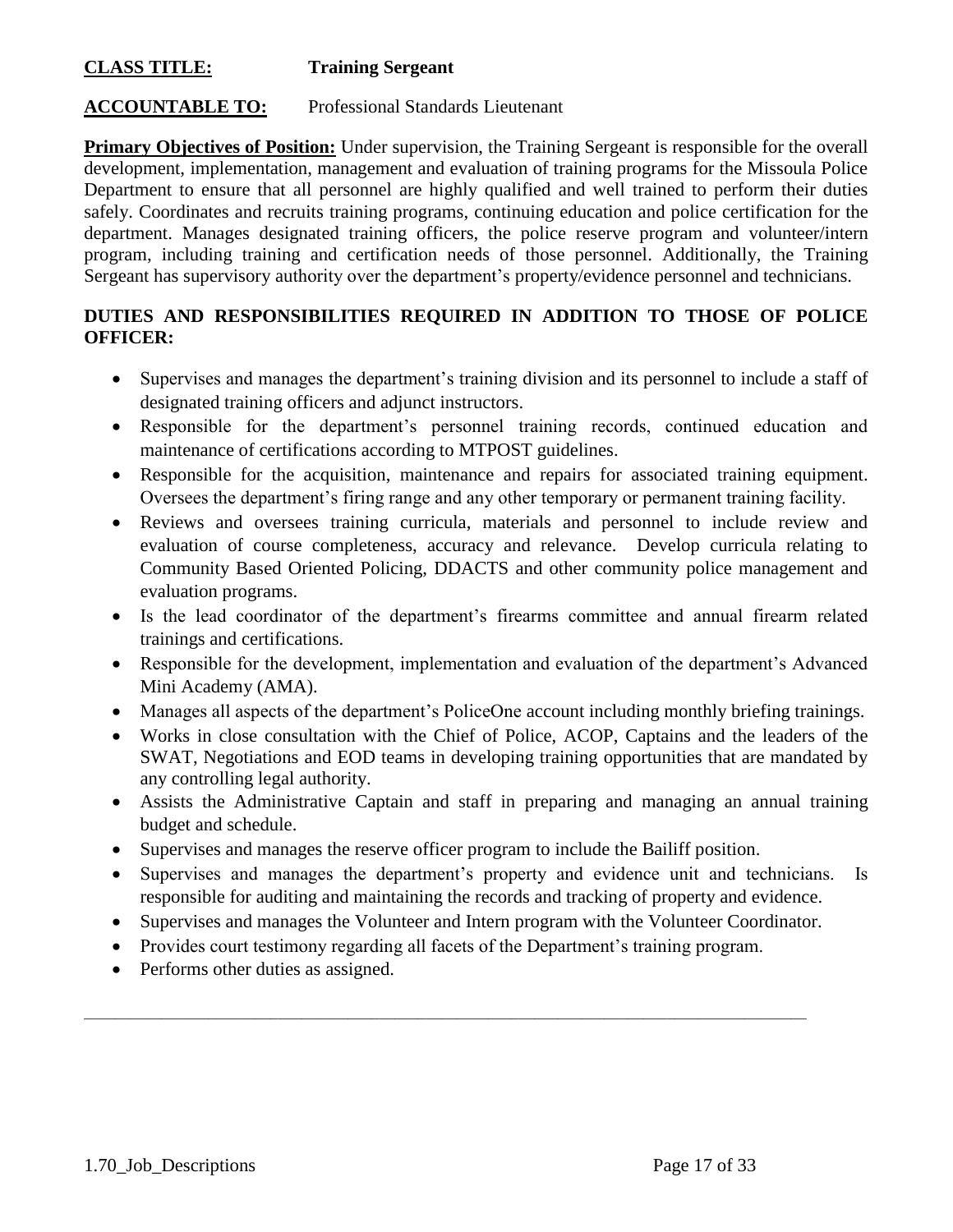**CLASS TITLE:** **Training Sergeant**

**ACCOUNTABLE TO:** Professional Standards Lieutenant

**Primary Objectives of Position:** Under supervision, the Training Sergeant is responsible for the overall development, implementation, management and evaluation of training programs for the Missoula Police Department to ensure that all personnel are highly qualified and well trained to perform their duties safely. Coordinates and recruits training programs, continuing education and police certification for the department. Manages designated training officers, the police reserve program and volunteer/intern program, including training and certification needs of those personnel. Additionally, the Training Sergeant has supervisory authority over the department's property/evidence personnel and technicians.

**DUTIES AND RESPONSIBILITIES REQUIRED IN ADDITION TO THOSE OF POLICE OFFICER:**

- Supervises and manages the department's training division and its personnel to include a staff of designated training officers and adjunct instructors.
- Responsible for the department's personnel training records, continued education and maintenance of certifications according to MTPOST guidelines.
- Responsible for the acquisition, maintenance and repairs for associated training equipment. Oversees the department's firing range and any other temporary or permanent training facility.
- Reviews and oversees training curricula, materials and personnel to include review and evaluation of course completeness, accuracy and relevance. Develop curricula relating to Community Based Oriented Policing, DDACTS and other community police management and evaluation programs.
- Is the lead coordinator of the department's firearms committee and annual firearm related trainings and certifications.
- Responsible for the development, implementation and evaluation of the department's Advanced Mini Academy (AMA).
- Manages all aspects of the department's PoliceOne account including monthly briefing trainings.
- Works in close consultation with the Chief of Police, ACOP, Captains and the leaders of the SWAT, Negotiations and EOD teams in developing training opportunities that are mandated by any controlling legal authority.
- Assists the Administrative Captain and staff in preparing and managing an annual training budget and schedule.
- Supervises and manages the reserve officer program to include the Bailiff position.
- Supervises and manages the department's property and evidence unit and technicians. Is responsible for auditing and maintaining the records and tracking of property and evidence.
- Supervises and manages the Volunteer and Intern program with the Volunteer Coordinator.
- Provides court testimony regarding all facets of the Department's training program.
- Performs other duties as assigned.

---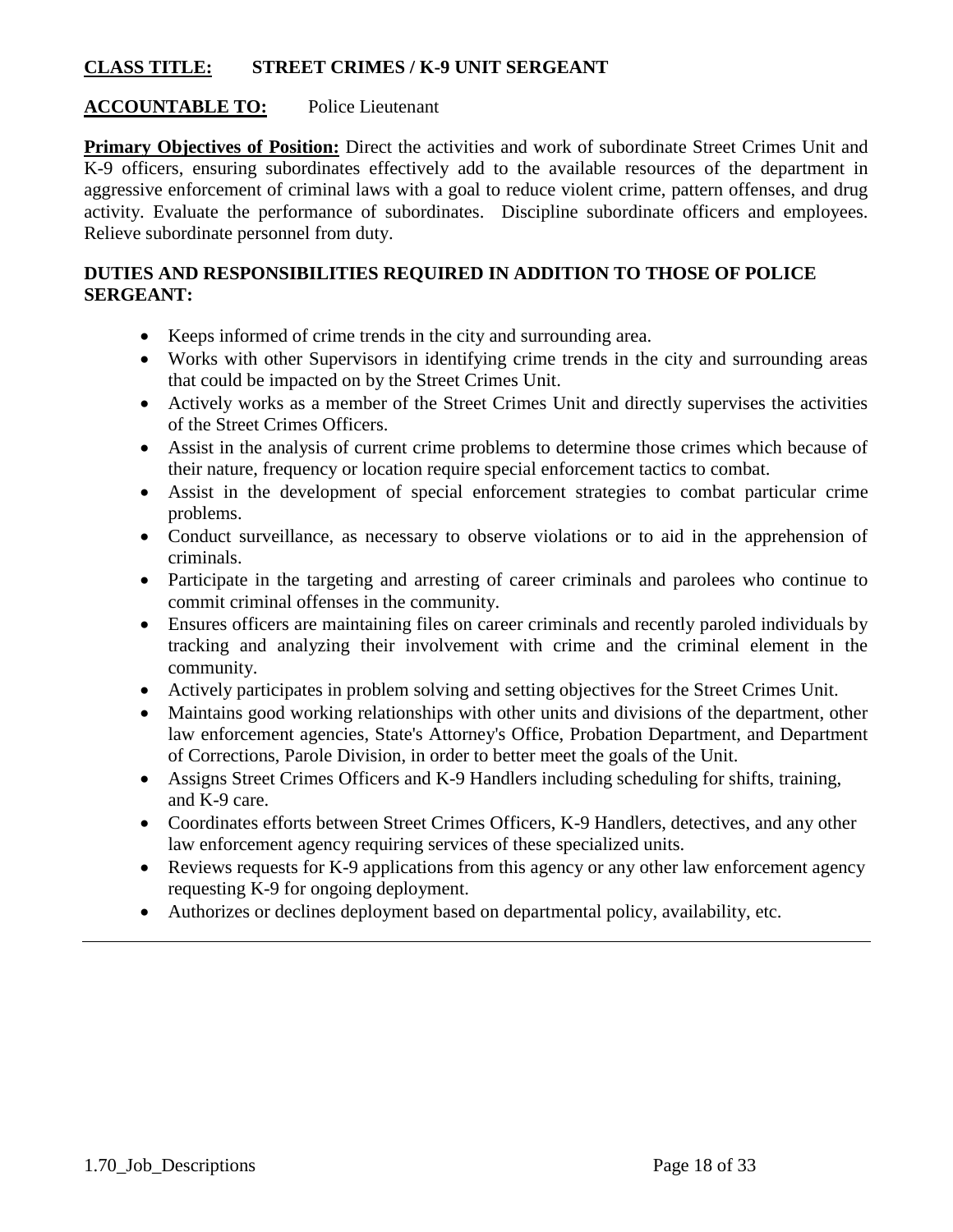**CLASS TITLE:** **STREET CRIMES / K-9 UNIT SERGEANT**

**ACCOUNTABLE TO:** Police Lieutenant

**Primary Objectives of Position:** Direct the activities and work of subordinate Street Crimes Unit and K-9 officers, ensuring subordinates effectively add to the available resources of the department in aggressive enforcement of criminal laws with a goal to reduce violent crime, pattern offenses, and drug activity. Evaluate the performance of subordinates. Discipline subordinate officers and employees. Relieve subordinate personnel from duty.

**DUTIES AND RESPONSIBILITIES REQUIRED IN ADDITION TO THOSE OF POLICE SERGEANT:**

- Keeps informed of crime trends in the city and surrounding area.
- Works with other Supervisors in identifying crime trends in the city and surrounding areas that could be impacted on by the Street Crimes Unit.
- Actively works as a member of the Street Crimes Unit and directly supervises the activities of the Street Crimes Officers.
- Assist in the analysis of current crime problems to determine those crimes which because of their nature, frequency or location require special enforcement tactics to combat.
- Assist in the development of special enforcement strategies to combat particular crime problems.
- Conduct surveillance, as necessary to observe violations or to aid in the apprehension of criminals.
- Participate in the targeting and arresting of career criminals and parolees who continue to commit criminal offenses in the community.
- Ensures officers are maintaining files on career criminals and recently paroled individuals by tracking and analyzing their involvement with crime and the criminal element in the community.
- Actively participates in problem solving and setting objectives for the Street Crimes Unit.
- Maintains good working relationships with other units and divisions of the department, other law enforcement agencies, State's Attorney's Office, Probation Department, and Department of Corrections, Parole Division, in order to better meet the goals of the Unit.
- Assigns Street Crimes Officers and K-9 Handlers including scheduling for shifts, training, and K-9 care.
- Coordinates efforts between Street Crimes Officers, K-9 Handlers, detectives, and any other law enforcement agency requiring services of these specialized units.
- Reviews requests for K-9 applications from this agency or any other law enforcement agency requesting K-9 for ongoing deployment.
- Authorizes or declines deployment based on departmental policy, availability, etc.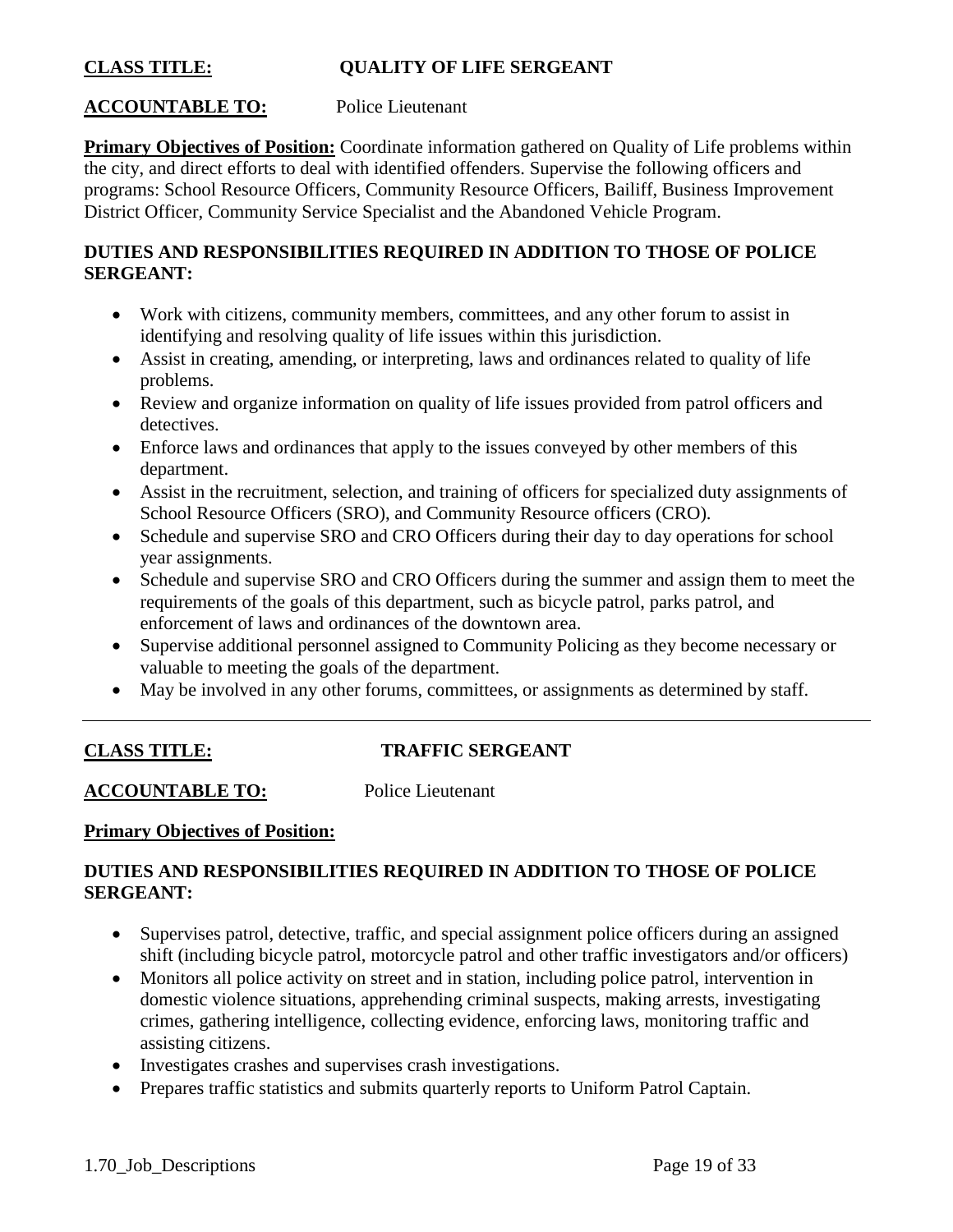**CLASS TITLE:** **QUALITY OF LIFE SERGEANT**

**ACCOUNTABLE TO:** Police Lieutenant

**Primary Objectives of Position:** Coordinate information gathered on Quality of Life problems within the city, and direct efforts to deal with identified offenders. Supervise the following officers and programs: School Resource Officers, Community Resource Officers, Bailiff, Business Improvement District Officer, Community Service Specialist and the Abandoned Vehicle Program.

**DUTIES AND RESPONSIBILITIES REQUIRED IN ADDITION TO THOSE OF POLICE SERGEANT:**

- Work with citizens, community members, committees, and any other forum to assist in identifying and resolving quality of life issues within this jurisdiction.
- Assist in creating, amending, or interpreting, laws and ordinances related to quality of life problems.
- Review and organize information on quality of life issues provided from patrol officers and detectives.
- Enforce laws and ordinances that apply to the issues conveyed by other members of this department.
- Assist in the recruitment, selection, and training of officers for specialized duty assignments of School Resource Officers (SRO), and Community Resource officers (CRO).
- Schedule and supervise SRO and CRO Officers during their day to day operations for school year assignments.
- Schedule and supervise SRO and CRO Officers during the summer and assign them to meet the requirements of the goals of this department, such as bicycle patrol, parks patrol, and enforcement of laws and ordinances of the downtown area.
- Supervise additional personnel assigned to Community Policing as they become necessary or valuable to meeting the goals of the department.
- May be involved in any other forums, committees, or assignments as determined by staff.

---

**CLASS TITLE:** **TRAFFIC SERGEANT**

**ACCOUNTABLE TO:** Police Lieutenant

**Primary Objectives of Position:**

**DUTIES AND RESPONSIBILITIES REQUIRED IN ADDITION TO THOSE OF POLICE SERGEANT:**

- Supervises patrol, detective, traffic, and special assignment police officers during an assigned shift (including bicycle patrol, motorcycle patrol and other traffic investigators and/or officers)
- Monitors all police activity on street and in station, including police patrol, intervention in domestic violence situations, apprehending criminal suspects, making arrests, investigating crimes, gathering intelligence, collecting evidence, enforcing laws, monitoring traffic and assisting citizens.
- Investigates crashes and supervises crash investigations.
- Prepares traffic statistics and submits quarterly reports to Uniform Patrol Captain.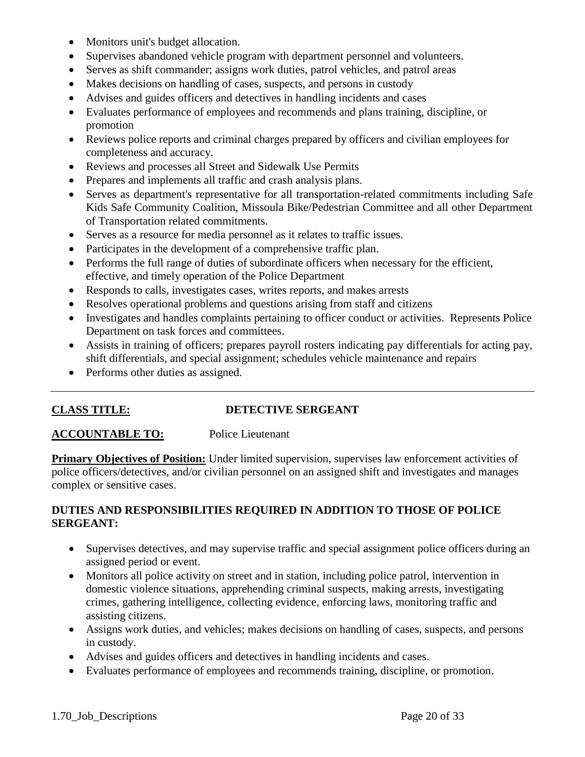- Monitors unit's budget allocation.
- Supervises abandoned vehicle program with department personnel and volunteers.
- Serves as shift commander; assigns work duties, patrol vehicles, and patrol areas
- Makes decisions on handling of cases, suspects, and persons in custody
- Advises and guides officers and detectives in handling incidents and cases
- Evaluates performance of employees and recommends and plans training, discipline, or promotion
- Reviews police reports and criminal charges prepared by officers and civilian employees for completeness and accuracy.
- Reviews and processes all Street and Sidewalk Use Permits
- Prepares and implements all traffic and crash analysis plans.
- Serves as department's representative for all transportation-related commitments including Safe Kids Safe Community Coalition, Missoula Bike/Pedestrian Committee and all other Department of Transportation related commitments.
- Serves as a resource for media personnel as it relates to traffic issues.
- Participates in the development of a comprehensive traffic plan.
- Performs the full range of duties of subordinate officers when necessary for the efficient, effective, and timely operation of the Police Department
- Responds to calls, investigates cases, writes reports, and makes arrests
- Resolves operational problems and questions arising from staff and citizens
- Investigates and handles complaints pertaining to officer conduct or activities. Represents Police Department on task forces and committees.
- Assists in training of officers; prepares payroll rosters indicating pay differentials for acting pay, shift differentials, and special assignment; schedules vehicle maintenance and repairs
- Performs other duties as assigned.

---

**CLASS TITLE:** **DETECTIVE SERGEANT**

**ACCOUNTABLE TO:** Police Lieutenant

**Primary Objectives of Position:** Under limited supervision, supervises law enforcement activities of police officers/detectives, and/or civilian personnel on an assigned shift and investigates and manages complex or sensitive cases.

**DUTIES AND RESPONSIBILITIES REQUIRED IN ADDITION TO THOSE OF POLICE SERGEANT:**

- Supervises detectives, and may supervise traffic and special assignment police officers during an assigned period or event.
- Monitors all police activity on street and in station, including police patrol, intervention in domestic violence situations, apprehending criminal suspects, making arrests, investigating crimes, gathering intelligence, collecting evidence, enforcing laws, monitoring traffic and assisting citizens.
- Assigns work duties, and vehicles; makes decisions on handling of cases, suspects, and persons in custody.
- Advises and guides officers and detectives in handling incidents and cases.
- Evaluates performance of employees and recommends training, discipline, or promotion.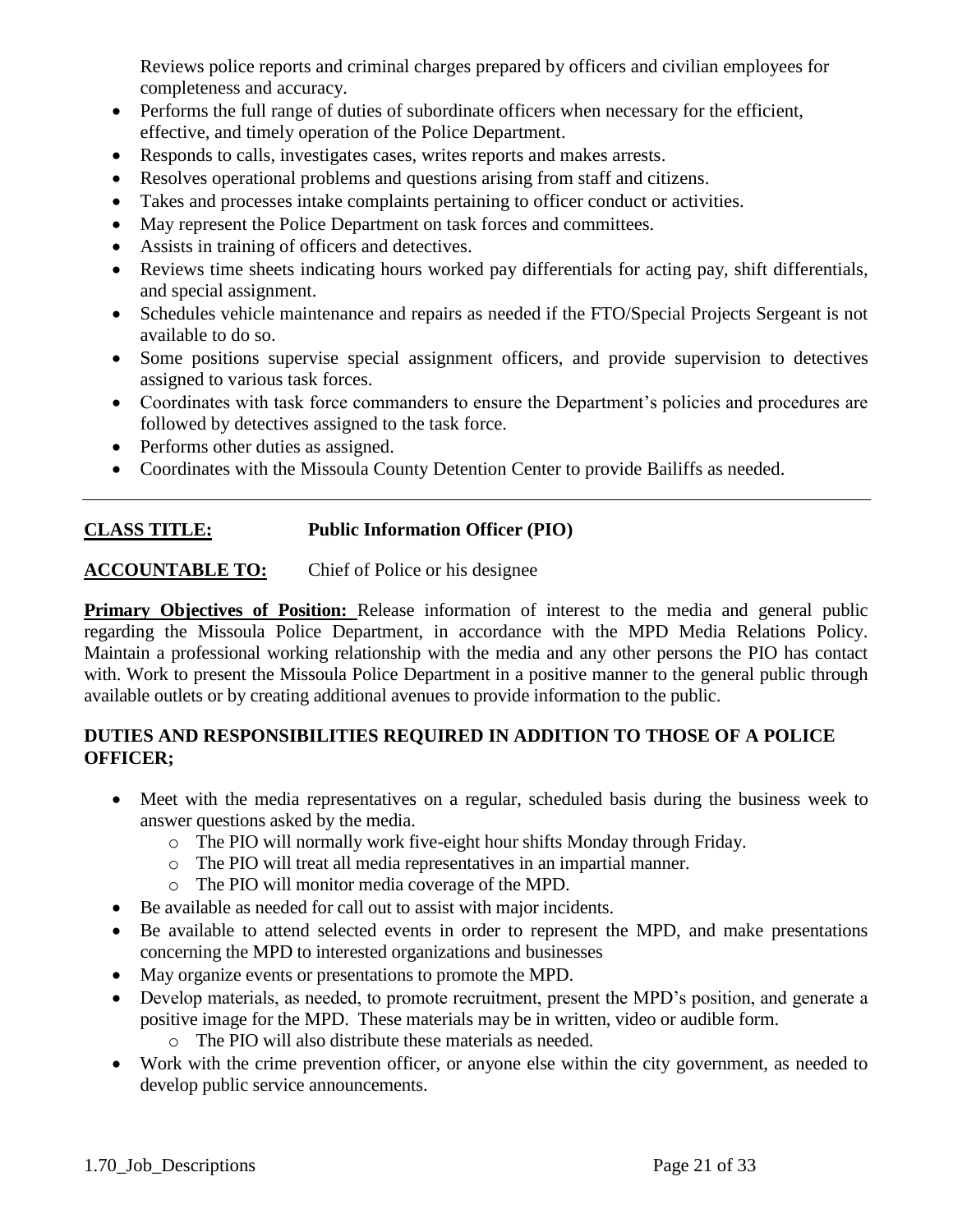Reviews police reports and criminal charges prepared by officers and civilian employees for completeness and accuracy.

- Performs the full range of duties of subordinate officers when necessary for the efficient, effective, and timely operation of the Police Department.
- Responds to calls, investigates cases, writes reports and makes arrests.
- Resolves operational problems and questions arising from staff and citizens.
- Takes and processes intake complaints pertaining to officer conduct or activities.
- May represent the Police Department on task forces and committees.
- Assists in training of officers and detectives.
- Reviews time sheets indicating hours worked pay differentials for acting pay, shift differentials, and special assignment.
- Schedules vehicle maintenance and repairs as needed if the FTO/Special Projects Sergeant is not available to do so.
- Some positions supervise special assignment officers, and provide supervision to detectives assigned to various task forces.
- Coordinates with task force commanders to ensure the Department's policies and procedures are followed by detectives assigned to the task force.
- Performs other duties as assigned.
- Coordinates with the Missoula County Detention Center to provide Bailiffs as needed.

---

**CLASS TITLE:** **Public Information Officer (PIO)**

**ACCOUNTABLE TO:** Chief of Police or his designee

**Primary Objectives of Position:** Release information of interest to the media and general public regarding the Missoula Police Department, in accordance with the MPD Media Relations Policy. Maintain a professional working relationship with the media and any other persons the PIO has contact with. Work to present the Missoula Police Department in a positive manner to the general public through available outlets or by creating additional avenues to provide information to the public.

**DUTIES AND RESPONSIBILITIES REQUIRED IN ADDITION TO THOSE OF A POLICE OFFICER;**

- Meet with the media representatives on a regular, scheduled basis during the business week to answer questions asked by the media.
  - The PIO will normally work five-eight hour shifts Monday through Friday.
  - The PIO will treat all media representatives in an impartial manner.
  - The PIO will monitor media coverage of the MPD.
- Be available as needed for call out to assist with major incidents.
- Be available to attend selected events in order to represent the MPD, and make presentations concerning the MPD to interested organizations and businesses
- May organize events or presentations to promote the MPD.
- Develop materials, as needed, to promote recruitment, present the MPD's position, and generate a positive image for the MPD. These materials may be in written, video or audible form.
  - The PIO will also distribute these materials as needed.
- Work with the crime prevention officer, or anyone else within the city government, as needed to develop public service announcements.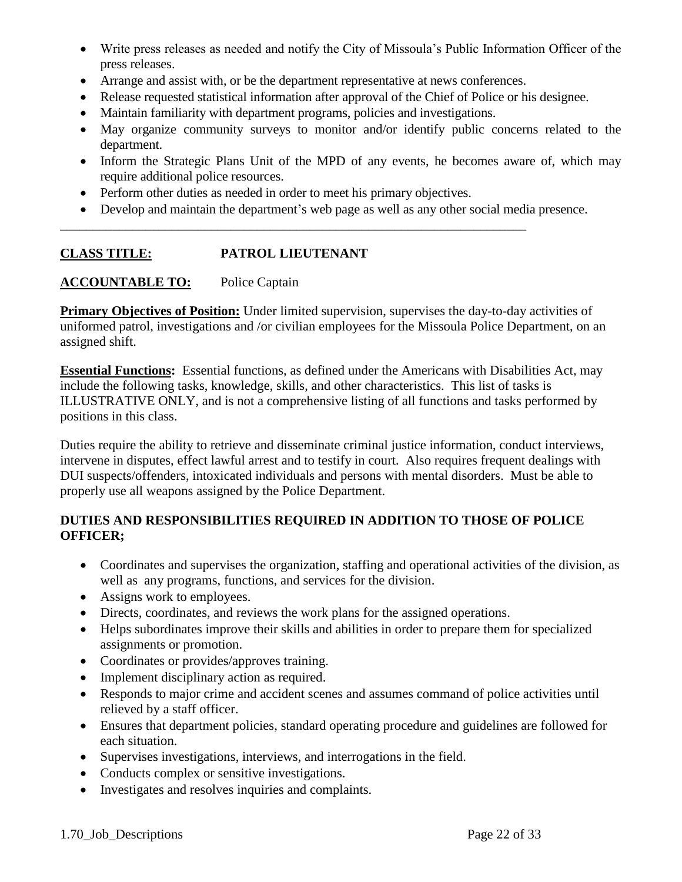- Write press releases as needed and notify the City of Missoula's Public Information Officer of the press releases.
- Arrange and assist with, or be the department representative at news conferences.
- Release requested statistical information after approval of the Chief of Police or his designee.
- Maintain familiarity with department programs, policies and investigations.
- May organize community surveys to monitor and/or identify public concerns related to the department.
- Inform the Strategic Plans Unit of the MPD of any events, he becomes aware of, which may require additional police resources.
- Perform other duties as needed in order to meet his primary objectives.
- Develop and maintain the department's web page as well as any other social media presence.

---

**CLASS TITLE:** **PATROL LIEUTENANT**

**ACCOUNTABLE TO:** Police Captain

**Primary Objectives of Position:** Under limited supervision, supervises the day-to-day activities of uniformed patrol, investigations and /or civilian employees for the Missoula Police Department, on an assigned shift.

**Essential Functions:** Essential functions, as defined under the Americans with Disabilities Act, may include the following tasks, knowledge, skills, and other characteristics. This list of tasks is ILLUSTRATIVE ONLY, and is not a comprehensive listing of all functions and tasks performed by positions in this class.

Duties require the ability to retrieve and disseminate criminal justice information, conduct interviews, intervene in disputes, effect lawful arrest and to testify in court. Also requires frequent dealings with DUI suspects/offenders, intoxicated individuals and persons with mental disorders. Must be able to properly use all weapons assigned by the Police Department.

**DUTIES AND RESPONSIBILITIES REQUIRED IN ADDITION TO THOSE OF POLICE OFFICER;**

- Coordinates and supervises the organization, staffing and operational activities of the division, as well as any programs, functions, and services for the division.
- Assigns work to employees.
- Directs, coordinates, and reviews the work plans for the assigned operations.
- Helps subordinates improve their skills and abilities in order to prepare them for specialized assignments or promotion.
- Coordinates or provides/approves training.
- Implement disciplinary action as required.
- Responds to major crime and accident scenes and assumes command of police activities until relieved by a staff officer.
- Ensures that department policies, standard operating procedure and guidelines are followed for each situation.
- Supervises investigations, interviews, and interrogations in the field.
- Conducts complex or sensitive investigations.
- Investigates and resolves inquiries and complaints.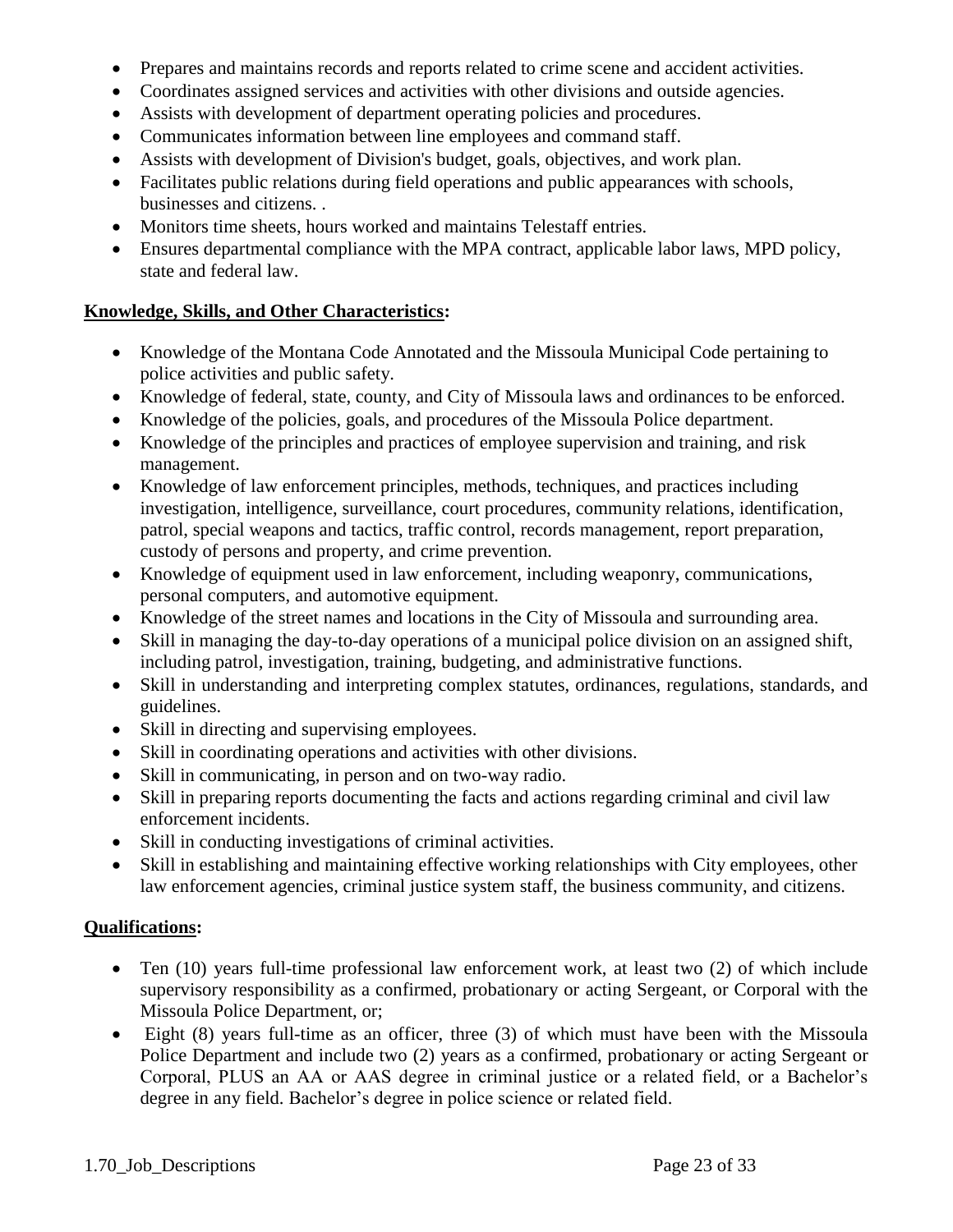- Prepares and maintains records and reports related to crime scene and accident activities.
- Coordinates assigned services and activities with other divisions and outside agencies.
- Assists with development of department operating policies and procedures.
- Communicates information between line employees and command staff.
- Assists with development of Division's budget, goals, objectives, and work plan.
- Facilitates public relations during field operations and public appearances with schools, businesses and citizens. .
- Monitors time sheets, hours worked and maintains Telestaff entries.
- Ensures departmental compliance with the MPA contract, applicable labor laws, MPD policy, state and federal law.

**Knowledge, Skills, and Other Characteristics:**

- Knowledge of the Montana Code Annotated and the Missoula Municipal Code pertaining to police activities and public safety.
- Knowledge of federal, state, county, and City of Missoula laws and ordinances to be enforced.
- Knowledge of the policies, goals, and procedures of the Missoula Police department.
- Knowledge of the principles and practices of employee supervision and training, and risk management.
- Knowledge of law enforcement principles, methods, techniques, and practices including investigation, intelligence, surveillance, court procedures, community relations, identification, patrol, special weapons and tactics, traffic control, records management, report preparation, custody of persons and property, and crime prevention.
- Knowledge of equipment used in law enforcement, including weaponry, communications, personal computers, and automotive equipment.
- Knowledge of the street names and locations in the City of Missoula and surrounding area.
- Skill in managing the day-to-day operations of a municipal police division on an assigned shift, including patrol, investigation, training, budgeting, and administrative functions.
- Skill in understanding and interpreting complex statutes, ordinances, regulations, standards, and guidelines.
- Skill in directing and supervising employees.
- Skill in coordinating operations and activities with other divisions.
- Skill in communicating, in person and on two-way radio.
- Skill in preparing reports documenting the facts and actions regarding criminal and civil law enforcement incidents.
- Skill in conducting investigations of criminal activities.
- Skill in establishing and maintaining effective working relationships with City employees, other law enforcement agencies, criminal justice system staff, the business community, and citizens.

**Qualifications:**

- Ten (10) years full-time professional law enforcement work, at least two (2) of which include supervisory responsibility as a confirmed, probationary or acting Sergeant, or Corporal with the Missoula Police Department, or;
- Eight (8) years full-time as an officer, three (3) of which must have been with the Missoula Police Department and include two (2) years as a confirmed, probationary or acting Sergeant or Corporal, PLUS an AA or AAS degree in criminal justice or a related field, or a Bachelor's degree in any field. Bachelor's degree in police science or related field.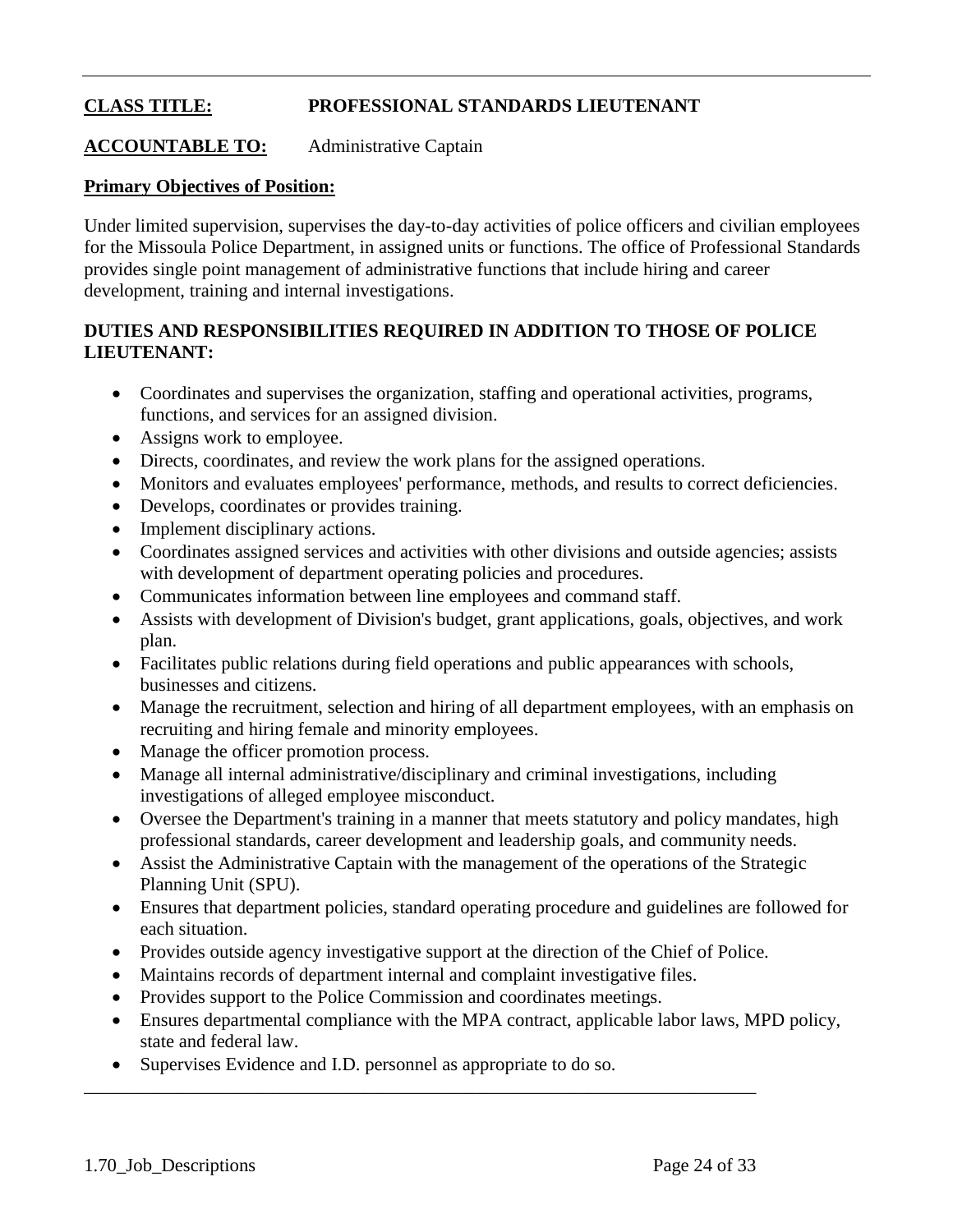**CLASS TITLE:** **PROFESSIONAL STANDARDS LIEUTENANT**

**ACCOUNTABLE TO:** Administrative Captain

**Primary Objectives of Position:**

Under limited supervision, supervises the day-to-day activities of police officers and civilian employees for the Missoula Police Department, in assigned units or functions. The office of Professional Standards provides single point management of administrative functions that include hiring and career development, training and internal investigations.

**DUTIES AND RESPONSIBILITIES REQUIRED IN ADDITION TO THOSE OF POLICE LIEUTENANT:**

- Coordinates and supervises the organization, staffing and operational activities, programs, functions, and services for an assigned division.
- Assigns work to employee.
- Directs, coordinates, and review the work plans for the assigned operations.
- Monitors and evaluates employees' performance, methods, and results to correct deficiencies.
- Develops, coordinates or provides training.
- Implement disciplinary actions.
- Coordinates assigned services and activities with other divisions and outside agencies; assists with development of department operating policies and procedures.
- Communicates information between line employees and command staff.
- Assists with development of Division's budget, grant applications, goals, objectives, and work plan.
- Facilitates public relations during field operations and public appearances with schools, businesses and citizens.
- Manage the recruitment, selection and hiring of all department employees, with an emphasis on recruiting and hiring female and minority employees.
- Manage the officer promotion process.
- Manage all internal administrative/disciplinary and criminal investigations, including investigations of alleged employee misconduct.
- Oversee the Department's training in a manner that meets statutory and policy mandates, high professional standards, career development and leadership goals, and community needs.
- Assist the Administrative Captain with the management of the operations of the Strategic Planning Unit (SPU).
- Ensures that department policies, standard operating procedure and guidelines are followed for each situation.
- Provides outside agency investigative support at the direction of the Chief of Police.
- Maintains records of department internal and complaint investigative files.
- Provides support to the Police Commission and coordinates meetings.
- Ensures departmental compliance with the MPA contract, applicable labor laws, MPD policy, state and federal law.
- Supervises Evidence and I.D. personnel as appropriate to do so.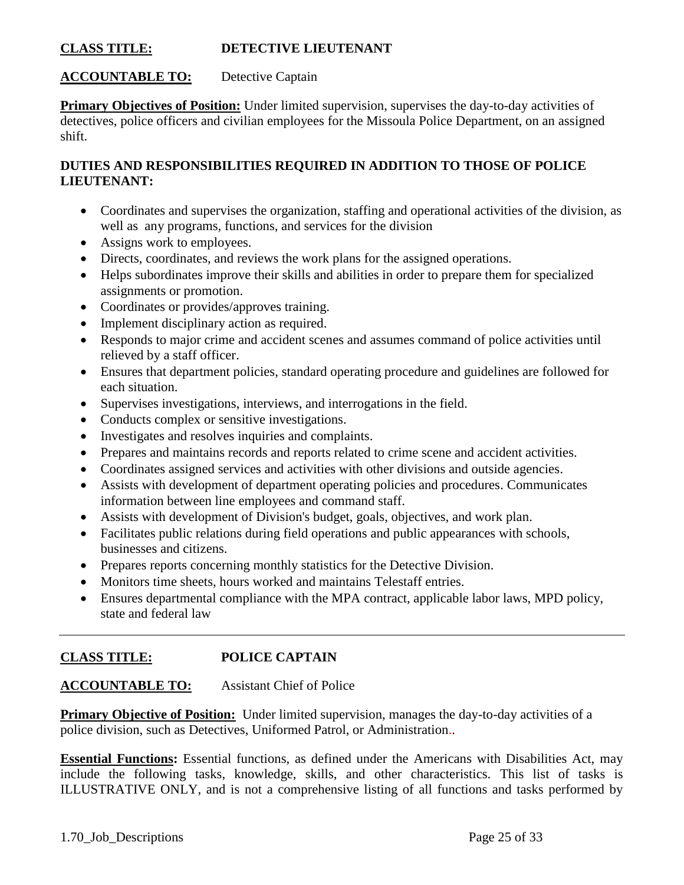**CLASS TITLE:** **DETECTIVE LIEUTENANT**

**ACCOUNTABLE TO:** Detective Captain

**Primary Objectives of Position:** Under limited supervision, supervises the day-to-day activities of detectives, police officers and civilian employees for the Missoula Police Department, on an assigned shift.

**DUTIES AND RESPONSIBILITIES REQUIRED IN ADDITION TO THOSE OF POLICE LIEUTENANT:**

- Coordinates and supervises the organization, staffing and operational activities of the division, as well as any programs, functions, and services for the division
- Assigns work to employees.
- Directs, coordinates, and reviews the work plans for the assigned operations.
- Helps subordinates improve their skills and abilities in order to prepare them for specialized assignments or promotion.
- Coordinates or provides/approves training.
- Implement disciplinary action as required.
- Responds to major crime and accident scenes and assumes command of police activities until relieved by a staff officer.
- Ensures that department policies, standard operating procedure and guidelines are followed for each situation.
- Supervises investigations, interviews, and interrogations in the field.
- Conducts complex or sensitive investigations.
- Investigates and resolves inquiries and complaints.
- Prepares and maintains records and reports related to crime scene and accident activities.
- Coordinates assigned services and activities with other divisions and outside agencies.
- Assists with development of department operating policies and procedures. Communicates information between line employees and command staff.
- Assists with development of Division's budget, goals, objectives, and work plan.
- Facilitates public relations during field operations and public appearances with schools, businesses and citizens.
- Prepares reports concerning monthly statistics for the Detective Division.
- Monitors time sheets, hours worked and maintains Telestaff entries.
- Ensures departmental compliance with the MPA contract, applicable labor laws, MPD policy, state and federal law

---

**CLASS TITLE:** **POLICE CAPTAIN**

**ACCOUNTABLE TO:** Assistant Chief of Police

**Primary Objective of Position:** Under limited supervision, manages the day-to-day activities of a police division, such as Detectives, Uniformed Patrol, or Administration..

**Essential Functions:** Essential functions, as defined under the Americans with Disabilities Act, may include the following tasks, knowledge, skills, and other characteristics. This list of tasks is ILLUSTRATIVE ONLY, and is not a comprehensive listing of all functions and tasks performed by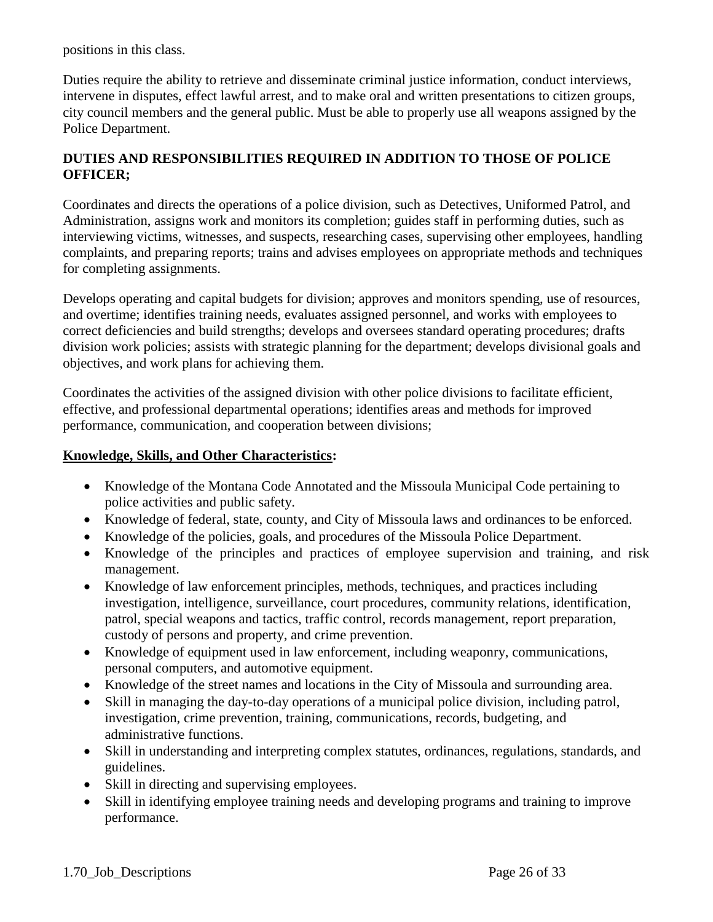positions in this class.

Duties require the ability to retrieve and disseminate criminal justice information, conduct interviews, intervene in disputes, effect lawful arrest, and to make oral and written presentations to citizen groups, city council members and the general public. Must be able to properly use all weapons assigned by the Police Department.

**DUTIES AND RESPONSIBILITIES REQUIRED IN ADDITION TO THOSE OF POLICE OFFICER;**

Coordinates and directs the operations of a police division, such as Detectives, Uniformed Patrol, and Administration, assigns work and monitors its completion; guides staff in performing duties, such as interviewing victims, witnesses, and suspects, researching cases, supervising other employees, handling complaints, and preparing reports; trains and advises employees on appropriate methods and techniques for completing assignments.

Develops operating and capital budgets for division; approves and monitors spending, use of resources, and overtime; identifies training needs, evaluates assigned personnel, and works with employees to correct deficiencies and build strengths; develops and oversees standard operating procedures; drafts division work policies; assists with strategic planning for the department; develops divisional goals and objectives, and work plans for achieving them.

Coordinates the activities of the assigned division with other police divisions to facilitate efficient, effective, and professional departmental operations; identifies areas and methods for improved performance, communication, and cooperation between divisions;

**Knowledge, Skills, and Other Characteristics:**

- Knowledge of the Montana Code Annotated and the Missoula Municipal Code pertaining to police activities and public safety.
- Knowledge of federal, state, county, and City of Missoula laws and ordinances to be enforced.
- Knowledge of the policies, goals, and procedures of the Missoula Police Department.
- Knowledge of the principles and practices of employee supervision and training, and risk management.
- Knowledge of law enforcement principles, methods, techniques, and practices including investigation, intelligence, surveillance, court procedures, community relations, identification, patrol, special weapons and tactics, traffic control, records management, report preparation, custody of persons and property, and crime prevention.
- Knowledge of equipment used in law enforcement, including weaponry, communications, personal computers, and automotive equipment.
- Knowledge of the street names and locations in the City of Missoula and surrounding area.
- Skill in managing the day-to-day operations of a municipal police division, including patrol, investigation, crime prevention, training, communications, records, budgeting, and administrative functions.
- Skill in understanding and interpreting complex statutes, ordinances, regulations, standards, and guidelines.
- Skill in directing and supervising employees.
- Skill in identifying employee training needs and developing programs and training to improve performance.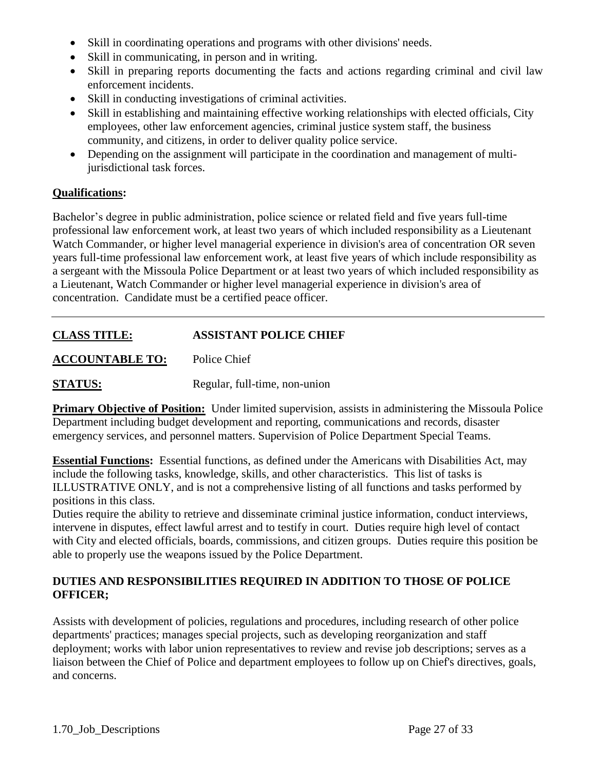- Skill in coordinating operations and programs with other divisions' needs.
- Skill in communicating, in person and in writing.
- Skill in preparing reports documenting the facts and actions regarding criminal and civil law enforcement incidents.
- Skill in conducting investigations of criminal activities.
- Skill in establishing and maintaining effective working relationships with elected officials, City employees, other law enforcement agencies, criminal justice system staff, the business community, and citizens, in order to deliver quality police service.
- Depending on the assignment will participate in the coordination and management of multi-jurisdictional task forces.

**Qualifications:**

Bachelor's degree in public administration, police science or related field and five years full-time professional law enforcement work, at least two years of which included responsibility as a Lieutenant Watch Commander, or higher level managerial experience in division's area of concentration OR seven years full-time professional law enforcement work, at least five years of which include responsibility as a sergeant with the Missoula Police Department or at least two years of which included responsibility as a Lieutenant, Watch Commander or higher level managerial experience in division's area of concentration. Candidate must be a certified peace officer.

---

**CLASS TITLE:** **ASSISTANT POLICE CHIEF**

**ACCOUNTABLE TO:** Police Chief

**STATUS:** Regular, full-time, non-union

**Primary Objective of Position:** Under limited supervision, assists in administering the Missoula Police Department including budget development and reporting, communications and records, disaster emergency services, and personnel matters. Supervision of Police Department Special Teams.

**Essential Functions:** Essential functions, as defined under the Americans with Disabilities Act, may include the following tasks, knowledge, skills, and other characteristics. This list of tasks is ILLUSTRATIVE ONLY, and is not a comprehensive listing of all functions and tasks performed by positions in this class.

Duties require the ability to retrieve and disseminate criminal justice information, conduct interviews, intervene in disputes, effect lawful arrest and to testify in court. Duties require high level of contact with City and elected officials, boards, commissions, and citizen groups. Duties require this position be able to properly use the weapons issued by the Police Department.

**DUTIES AND RESPONSIBILITIES REQUIRED IN ADDITION TO THOSE OF POLICE OFFICER;**

Assists with development of policies, regulations and procedures, including research of other police departments' practices; manages special projects, such as developing reorganization and staff deployment; works with labor union representatives to review and revise job descriptions; serves as a liaison between the Chief of Police and department employees to follow up on Chief's directives, goals, and concerns.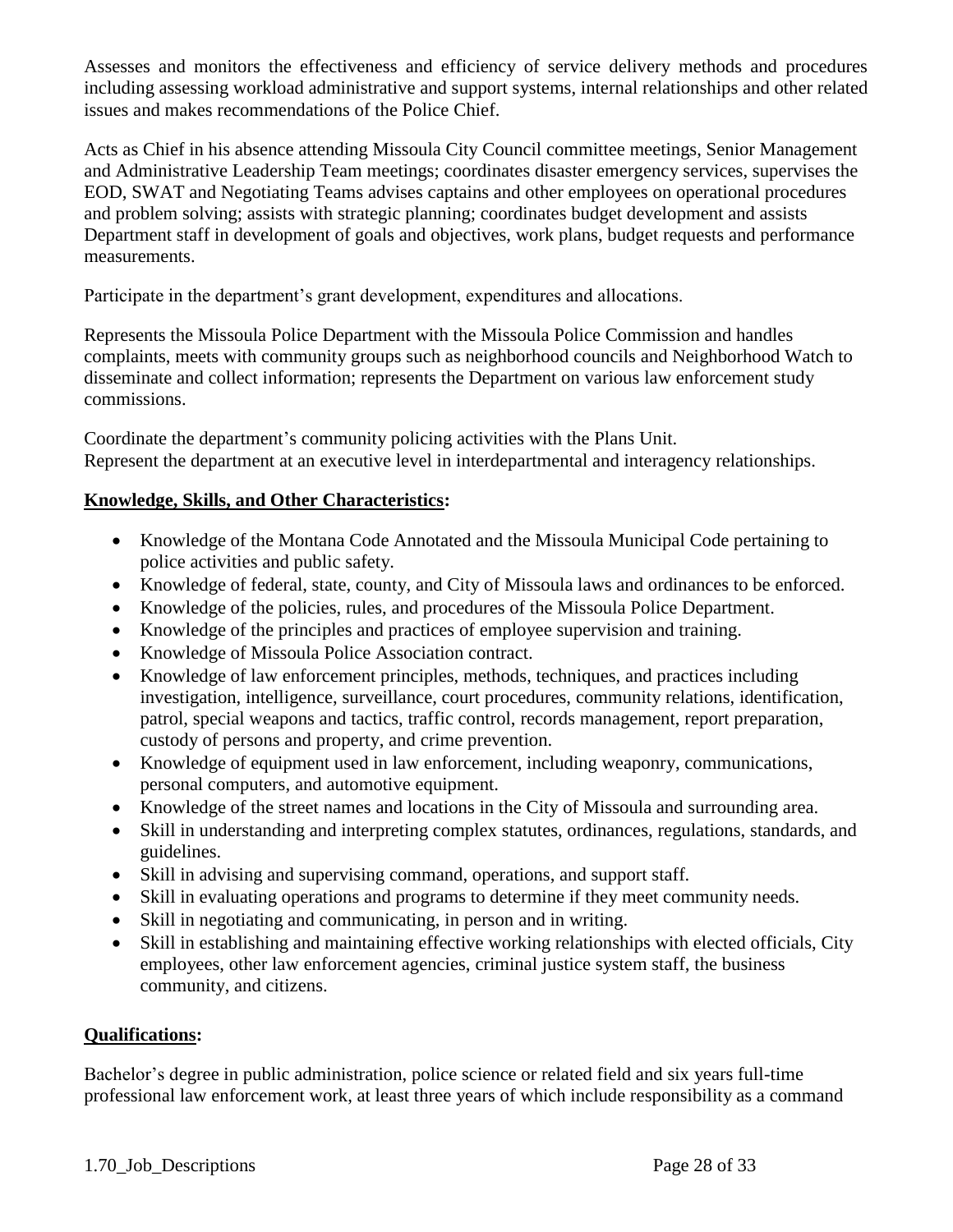Assesses and monitors the effectiveness and efficiency of service delivery methods and procedures including assessing workload administrative and support systems, internal relationships and other related issues and makes recommendations of the Police Chief.

Acts as Chief in his absence attending Missoula City Council committee meetings, Senior Management and Administrative Leadership Team meetings; coordinates disaster emergency services, supervises the EOD, SWAT and Negotiating Teams advises captains and other employees on operational procedures and problem solving; assists with strategic planning; coordinates budget development and assists Department staff in development of goals and objectives, work plans, budget requests and performance measurements.

Participate in the department's grant development, expenditures and allocations.

Represents the Missoula Police Department with the Missoula Police Commission and handles complaints, meets with community groups such as neighborhood councils and Neighborhood Watch to disseminate and collect information; represents the Department on various law enforcement study commissions.

Coordinate the department's community policing activities with the Plans Unit.
Represent the department at an executive level in interdepartmental and interagency relationships.

**Knowledge, Skills, and Other Characteristics:**

- Knowledge of the Montana Code Annotated and the Missoula Municipal Code pertaining to police activities and public safety.
- Knowledge of federal, state, county, and City of Missoula laws and ordinances to be enforced.
- Knowledge of the policies, rules, and procedures of the Missoula Police Department.
- Knowledge of the principles and practices of employee supervision and training.
- Knowledge of Missoula Police Association contract.
- Knowledge of law enforcement principles, methods, techniques, and practices including investigation, intelligence, surveillance, court procedures, community relations, identification, patrol, special weapons and tactics, traffic control, records management, report preparation, custody of persons and property, and crime prevention.
- Knowledge of equipment used in law enforcement, including weaponry, communications, personal computers, and automotive equipment.
- Knowledge of the street names and locations in the City of Missoula and surrounding area.
- Skill in understanding and interpreting complex statutes, ordinances, regulations, standards, and guidelines.
- Skill in advising and supervising command, operations, and support staff.
- Skill in evaluating operations and programs to determine if they meet community needs.
- Skill in negotiating and communicating, in person and in writing.
- Skill in establishing and maintaining effective working relationships with elected officials, City employees, other law enforcement agencies, criminal justice system staff, the business community, and citizens.

**Qualifications:**

Bachelor's degree in public administration, police science or related field and six years full-time professional law enforcement work, at least three years of which include responsibility as a command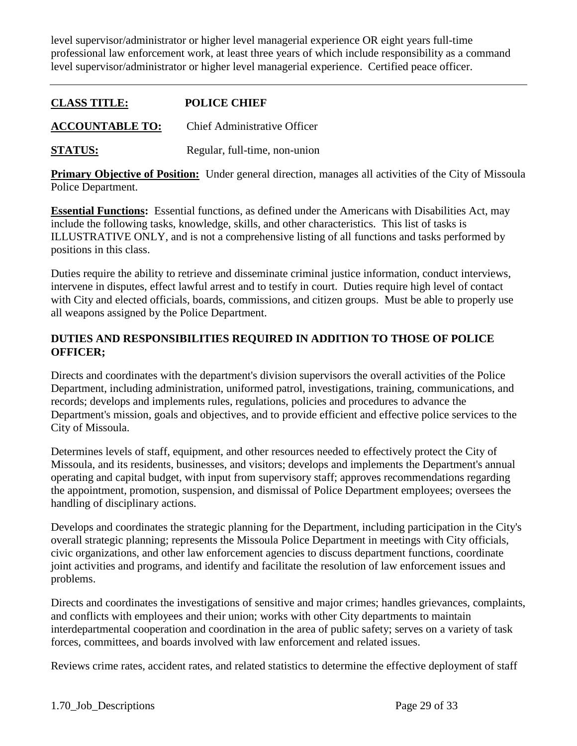level supervisor/administrator or higher level managerial experience OR eight years full-time professional law enforcement work, at least three years of which include responsibility as a command level supervisor/administrator or higher level managerial experience. Certified peace officer.

---

**CLASS TITLE:** **POLICE CHIEF**

**ACCOUNTABLE TO:** Chief Administrative Officer

**STATUS:** Regular, full-time, non-union

**Primary Objective of Position:** Under general direction, manages all activities of the City of Missoula Police Department.

**Essential Functions:** Essential functions, as defined under the Americans with Disabilities Act, may include the following tasks, knowledge, skills, and other characteristics. This list of tasks is ILLUSTRATIVE ONLY, and is not a comprehensive listing of all functions and tasks performed by positions in this class.

Duties require the ability to retrieve and disseminate criminal justice information, conduct interviews, intervene in disputes, effect lawful arrest and to testify in court. Duties require high level of contact with City and elected officials, boards, commissions, and citizen groups. Must be able to properly use all weapons assigned by the Police Department.

**DUTIES AND RESPONSIBILITIES REQUIRED IN ADDITION TO THOSE OF POLICE OFFICER;**

Directs and coordinates with the department's division supervisors the overall activities of the Police Department, including administration, uniformed patrol, investigations, training, communications, and records; develops and implements rules, regulations, policies and procedures to advance the Department's mission, goals and objectives, and to provide efficient and effective police services to the City of Missoula.

Determines levels of staff, equipment, and other resources needed to effectively protect the City of Missoula, and its residents, businesses, and visitors; develops and implements the Department's annual operating and capital budget, with input from supervisory staff; approves recommendations regarding the appointment, promotion, suspension, and dismissal of Police Department employees; oversees the handling of disciplinary actions.

Develops and coordinates the strategic planning for the Department, including participation in the City's overall strategic planning; represents the Missoula Police Department in meetings with City officials, civic organizations, and other law enforcement agencies to discuss department functions, coordinate joint activities and programs, and identify and facilitate the resolution of law enforcement issues and problems.

Directs and coordinates the investigations of sensitive and major crimes; handles grievances, complaints, and conflicts with employees and their union; works with other City departments to maintain interdepartmental cooperation and coordination in the area of public safety; serves on a variety of task forces, committees, and boards involved with law enforcement and related issues.

Reviews crime rates, accident rates, and related statistics to determine the effective deployment of staff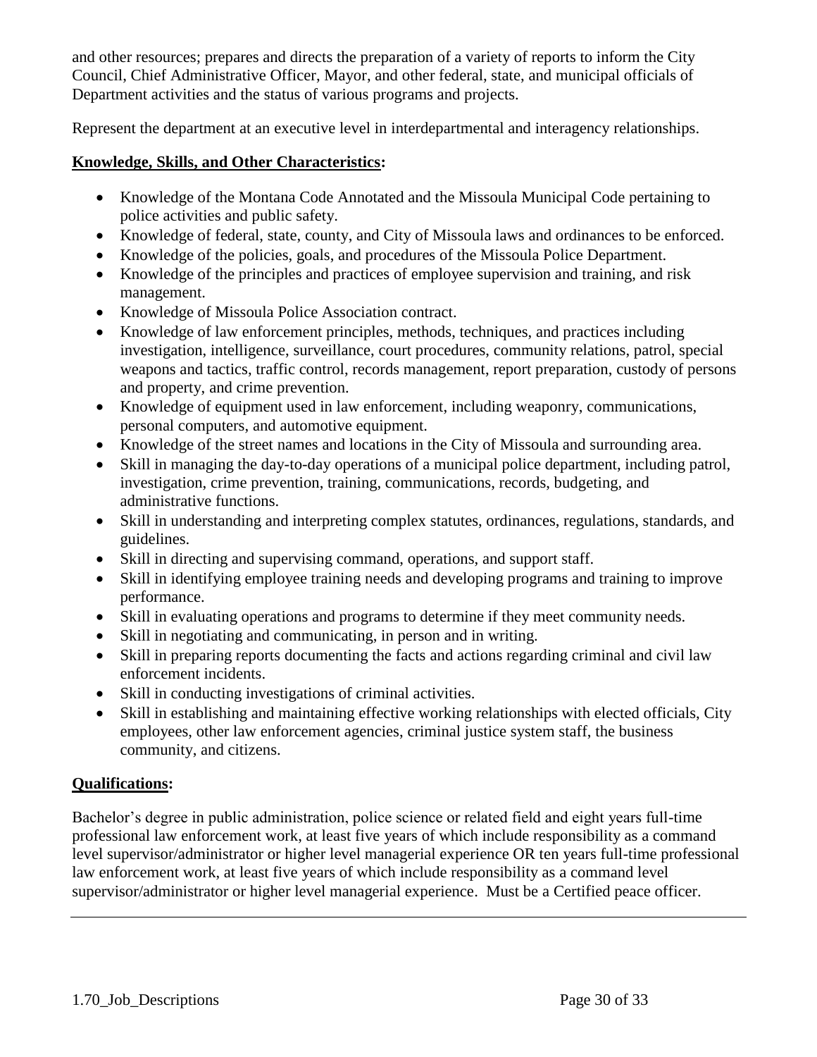and other resources; prepares and directs the preparation of a variety of reports to inform the City Council, Chief Administrative Officer, Mayor, and other federal, state, and municipal officials of Department activities and the status of various programs and projects.

Represent the department at an executive level in interdepartmental and interagency relationships.

**Knowledge, Skills, and Other Characteristics:**

- Knowledge of the Montana Code Annotated and the Missoula Municipal Code pertaining to police activities and public safety.
- Knowledge of federal, state, county, and City of Missoula laws and ordinances to be enforced.
- Knowledge of the policies, goals, and procedures of the Missoula Police Department.
- Knowledge of the principles and practices of employee supervision and training, and risk management.
- Knowledge of Missoula Police Association contract.
- Knowledge of law enforcement principles, methods, techniques, and practices including investigation, intelligence, surveillance, court procedures, community relations, patrol, special weapons and tactics, traffic control, records management, report preparation, custody of persons and property, and crime prevention.
- Knowledge of equipment used in law enforcement, including weaponry, communications, personal computers, and automotive equipment.
- Knowledge of the street names and locations in the City of Missoula and surrounding area.
- Skill in managing the day-to-day operations of a municipal police department, including patrol, investigation, crime prevention, training, communications, records, budgeting, and administrative functions.
- Skill in understanding and interpreting complex statutes, ordinances, regulations, standards, and guidelines.
- Skill in directing and supervising command, operations, and support staff.
- Skill in identifying employee training needs and developing programs and training to improve performance.
- Skill in evaluating operations and programs to determine if they meet community needs.
- Skill in negotiating and communicating, in person and in writing.
- Skill in preparing reports documenting the facts and actions regarding criminal and civil law enforcement incidents.
- Skill in conducting investigations of criminal activities.
- Skill in establishing and maintaining effective working relationships with elected officials, City employees, other law enforcement agencies, criminal justice system staff, the business community, and citizens.

**Qualifications:**

Bachelor's degree in public administration, police science or related field and eight years full-time professional law enforcement work, at least five years of which include responsibility as a command level supervisor/administrator or higher level managerial experience OR ten years full-time professional law enforcement work, at least five years of which include responsibility as a command level supervisor/administrator or higher level managerial experience. Must be a Certified peace officer.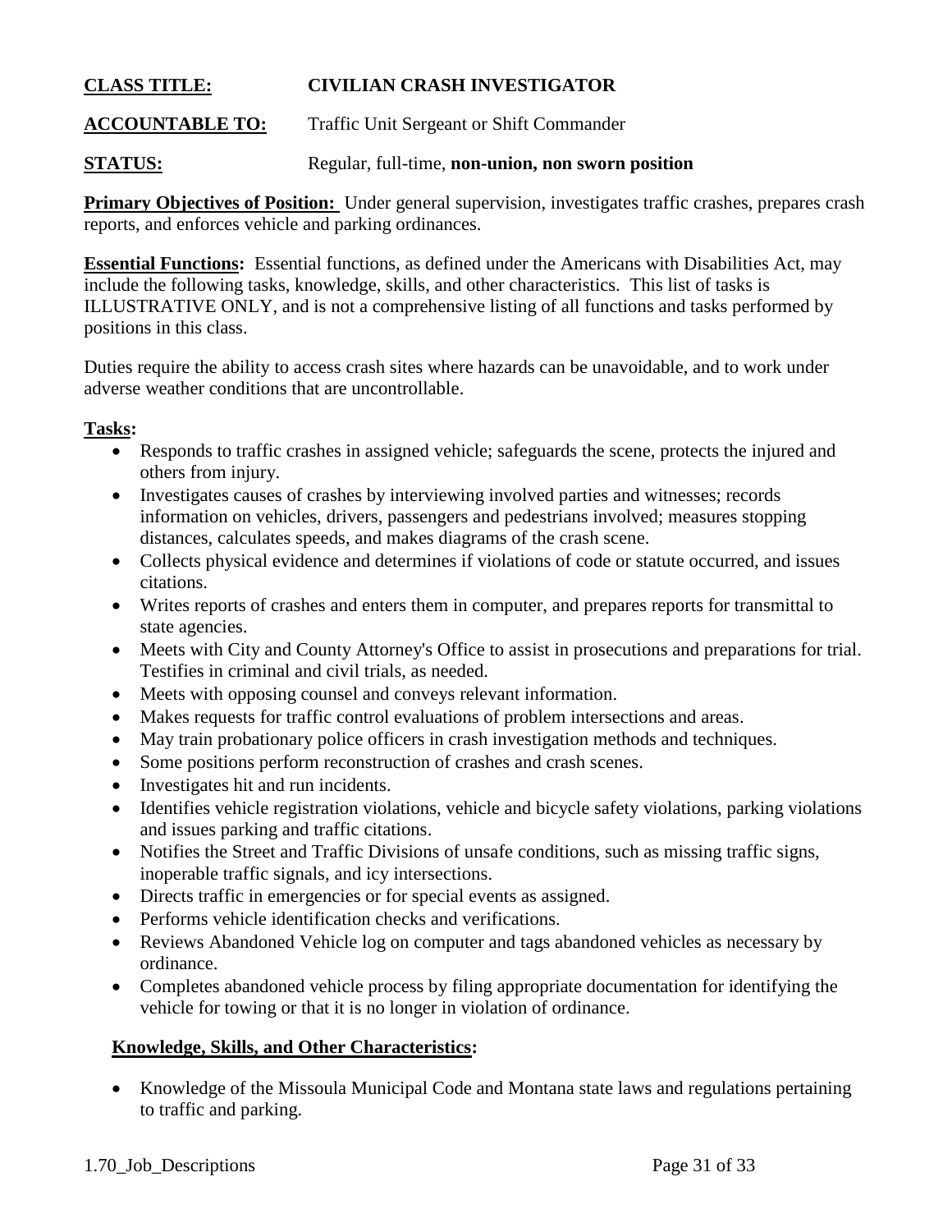**CLASS TITLE:** **CIVILIAN CRASH INVESTIGATOR**

**ACCOUNTABLE TO:** Traffic Unit Sergeant or Shift Commander

**STATUS:** Regular, full-time, **non-union, non sworn position**

**Primary Objectives of Position:** Under general supervision, investigates traffic crashes, prepares crash reports, and enforces vehicle and parking ordinances.

**Essential Functions:** Essential functions, as defined under the Americans with Disabilities Act, may include the following tasks, knowledge, skills, and other characteristics. This list of tasks is ILLUSTRATIVE ONLY, and is not a comprehensive listing of all functions and tasks performed by positions in this class.

Duties require the ability to access crash sites where hazards can be unavoidable, and to work under adverse weather conditions that are uncontrollable.

**Tasks:**

- Responds to traffic crashes in assigned vehicle; safeguards the scene, protects the injured and others from injury.
- Investigates causes of crashes by interviewing involved parties and witnesses; records information on vehicles, drivers, passengers and pedestrians involved; measures stopping distances, calculates speeds, and makes diagrams of the crash scene.
- Collects physical evidence and determines if violations of code or statute occurred, and issues citations.
- Writes reports of crashes and enters them in computer, and prepares reports for transmittal to state agencies.
- Meets with City and County Attorney's Office to assist in prosecutions and preparations for trial. Testifies in criminal and civil trials, as needed.
- Meets with opposing counsel and conveys relevant information.
- Makes requests for traffic control evaluations of problem intersections and areas.
- May train probationary police officers in crash investigation methods and techniques.
- Some positions perform reconstruction of crashes and crash scenes.
- Investigates hit and run incidents.
- Identifies vehicle registration violations, vehicle and bicycle safety violations, parking violations and issues parking and traffic citations.
- Notifies the Street and Traffic Divisions of unsafe conditions, such as missing traffic signs, inoperable traffic signals, and icy intersections.
- Directs traffic in emergencies or for special events as assigned.
- Performs vehicle identification checks and verifications.
- Reviews Abandoned Vehicle log on computer and tags abandoned vehicles as necessary by ordinance.
- Completes abandoned vehicle process by filing appropriate documentation for identifying the vehicle for towing or that it is no longer in violation of ordinance.

**Knowledge, Skills, and Other Characteristics:**

- Knowledge of the Missoula Municipal Code and Montana state laws and regulations pertaining to traffic and parking.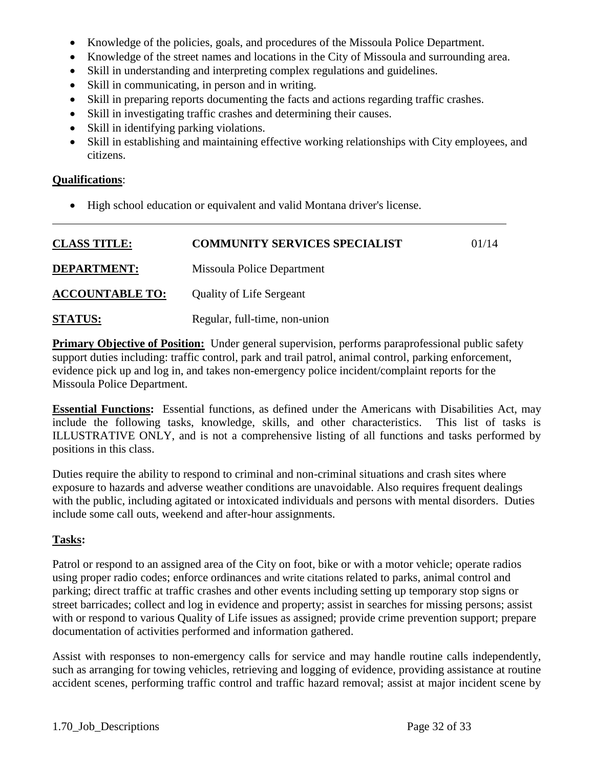- Knowledge of the policies, goals, and procedures of the Missoula Police Department.
- Knowledge of the street names and locations in the City of Missoula and surrounding area.
- Skill in understanding and interpreting complex regulations and guidelines.
- Skill in communicating, in person and in writing.
- Skill in preparing reports documenting the facts and actions regarding traffic crashes.
- Skill in investigating traffic crashes and determining their causes.
- Skill in identifying parking violations.
- Skill in establishing and maintaining effective working relationships with City employees, and citizens.

**Qualifications**:

- High school education or equivalent and valid Montana driver's license.

---

| | | |
|---|---|---|
| **CLASS TITLE:** | **COMMUNITY SERVICES SPECIALIST** | 01/14 |
| **DEPARTMENT:** | Missoula Police Department | |
| **ACCOUNTABLE TO:** | Quality of Life Sergeant | |
| **STATUS:** | Regular, full-time, non-union | |

**Primary Objective of Position:** Under general supervision, performs paraprofessional public safety support duties including: traffic control, park and trail patrol, animal control, parking enforcement, evidence pick up and log in, and takes non-emergency police incident/complaint reports for the Missoula Police Department.

**Essential Functions:** Essential functions, as defined under the Americans with Disabilities Act, may include the following tasks, knowledge, skills, and other characteristics. This list of tasks is ILLUSTRATIVE ONLY, and is not a comprehensive listing of all functions and tasks performed by positions in this class.

Duties require the ability to respond to criminal and non-criminal situations and crash sites where exposure to hazards and adverse weather conditions are unavoidable. Also requires frequent dealings with the public, including agitated or intoxicated individuals and persons with mental disorders. Duties include some call outs, weekend and after-hour assignments.

**Tasks:**

Patrol or respond to an assigned area of the City on foot, bike or with a motor vehicle; operate radios using proper radio codes; enforce ordinances and write citations related to parks, animal control and parking; direct traffic at traffic crashes and other events including setting up temporary stop signs or street barricades; collect and log in evidence and property; assist in searches for missing persons; assist with or respond to various Quality of Life issues as assigned; provide crime prevention support; prepare documentation of activities performed and information gathered.

Assist with responses to non-emergency calls for service and may handle routine calls independently, such as arranging for towing vehicles, retrieving and logging of evidence, providing assistance at routine accident scenes, performing traffic control and traffic hazard removal; assist at major incident scene by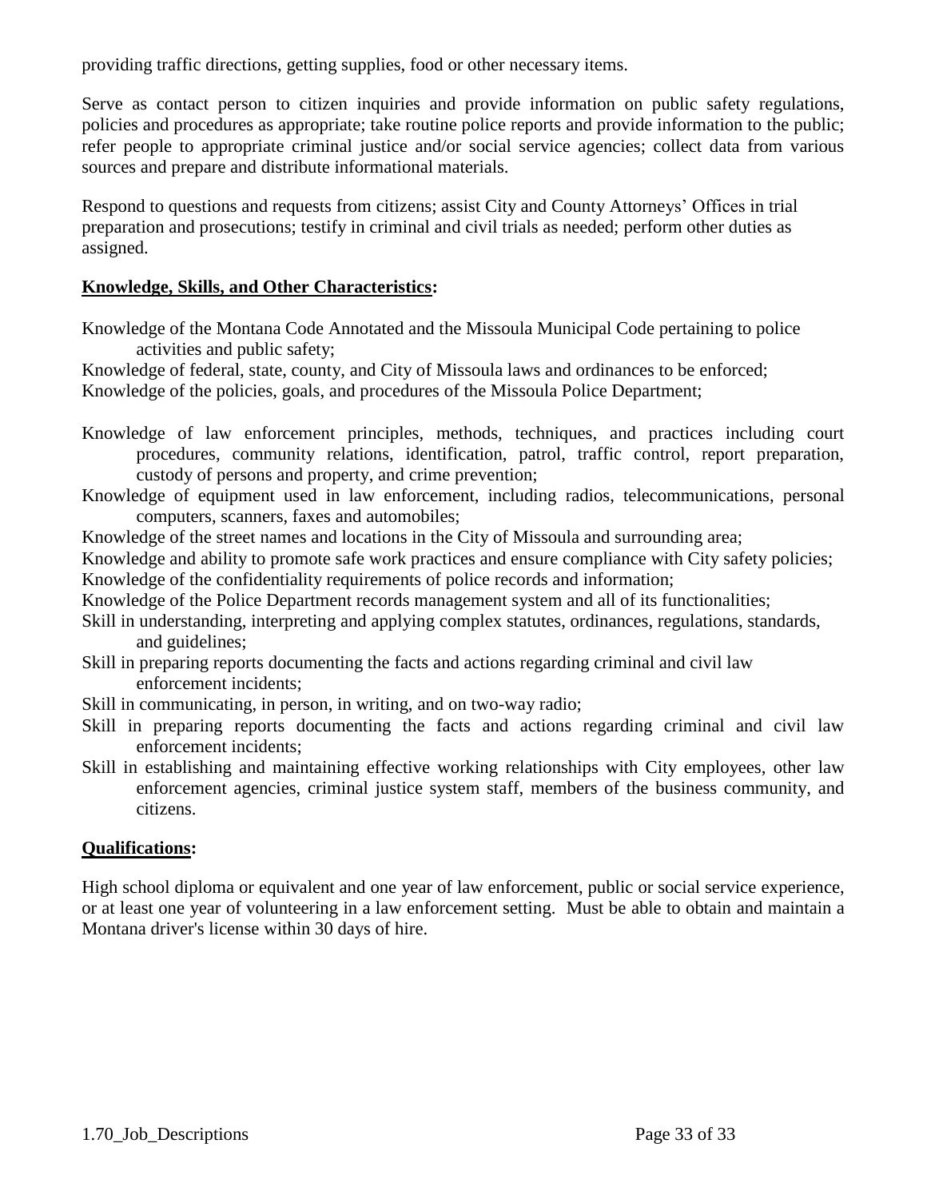providing traffic directions, getting supplies, food or other necessary items.

Serve as contact person to citizen inquiries and provide information on public safety regulations, policies and procedures as appropriate; take routine police reports and provide information to the public; refer people to appropriate criminal justice and/or social service agencies; collect data from various sources and prepare and distribute informational materials.

Respond to questions and requests from citizens; assist City and County Attorneys' Offices in trial preparation and prosecutions; testify in criminal and civil trials as needed; perform other duties as assigned.

**Knowledge, Skills, and Other Characteristics:**

Knowledge of the Montana Code Annotated and the Missoula Municipal Code pertaining to police activities and public safety;
Knowledge of federal, state, county, and City of Missoula laws and ordinances to be enforced;
Knowledge of the policies, goals, and procedures of the Missoula Police Department;

Knowledge of law enforcement principles, methods, techniques, and practices including court procedures, community relations, identification, patrol, traffic control, report preparation, custody of persons and property, and crime prevention;
Knowledge of equipment used in law enforcement, including radios, telecommunications, personal computers, scanners, faxes and automobiles;
Knowledge of the street names and locations in the City of Missoula and surrounding area;
Knowledge and ability to promote safe work practices and ensure compliance with City safety policies;
Knowledge of the confidentiality requirements of police records and information;
Knowledge of the Police Department records management system and all of its functionalities;
Skill in understanding, interpreting and applying complex statutes, ordinances, regulations, standards, and guidelines;
Skill in preparing reports documenting the facts and actions regarding criminal and civil law enforcement incidents;
Skill in communicating, in person, in writing, and on two-way radio;
Skill in preparing reports documenting the facts and actions regarding criminal and civil law enforcement incidents;
Skill in establishing and maintaining effective working relationships with City employees, other law enforcement agencies, criminal justice system staff, members of the business community, and citizens.

**Qualifications:**

High school diploma or equivalent and one year of law enforcement, public or social service experience, or at least one year of volunteering in a law enforcement setting. Must be able to obtain and maintain a Montana driver's license within 30 days of hire.